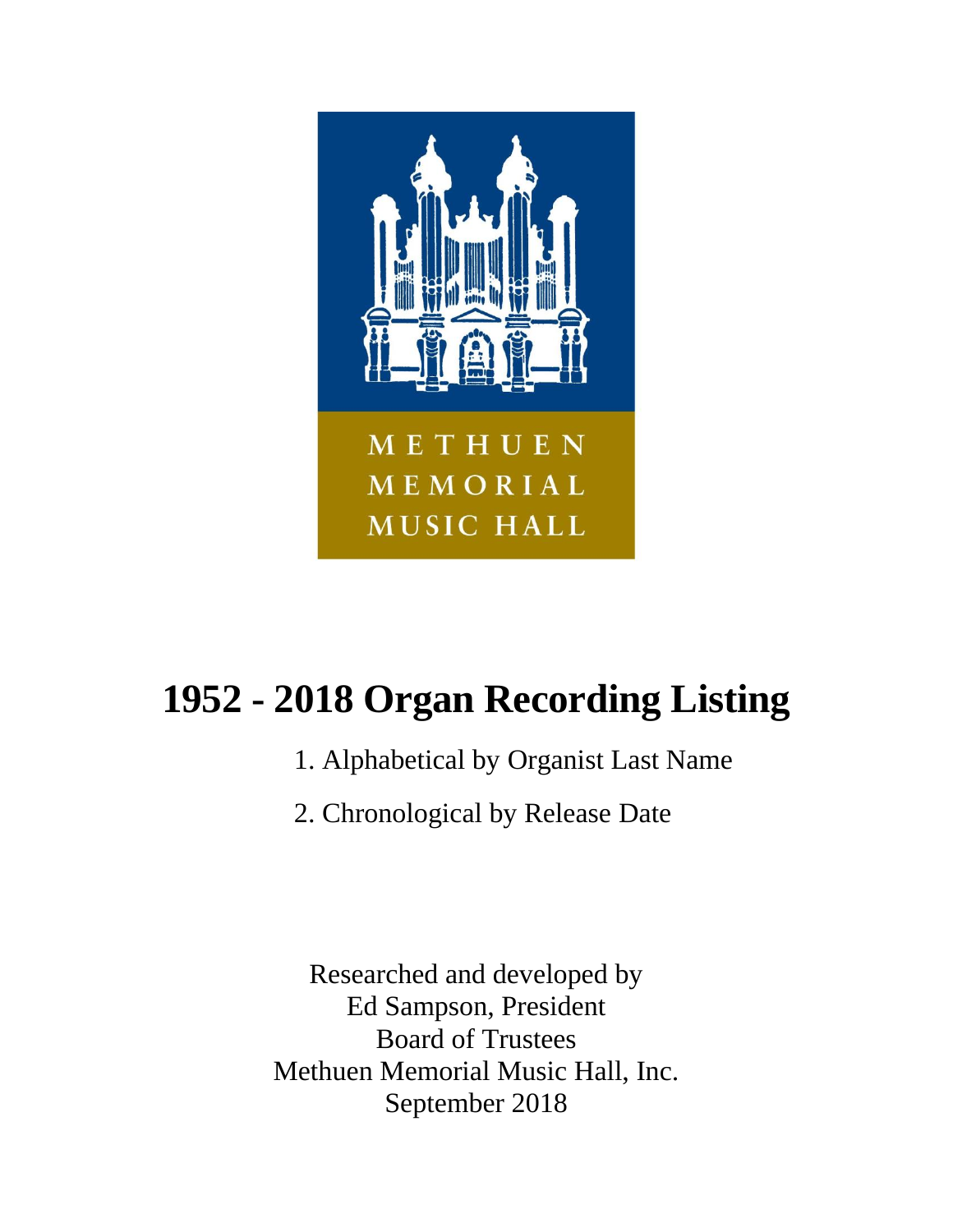METHUEN
MEMORIAL
MUSIC HALL

# 1952 - 2018 Organ Recording Listing

1. Alphabetical by Organist Last Name
2. Chronological by Release Date

Researched and developed by
Ed Sampson, President
Board of Trustees
Methuen Memorial Music Hall, Inc.
September 2018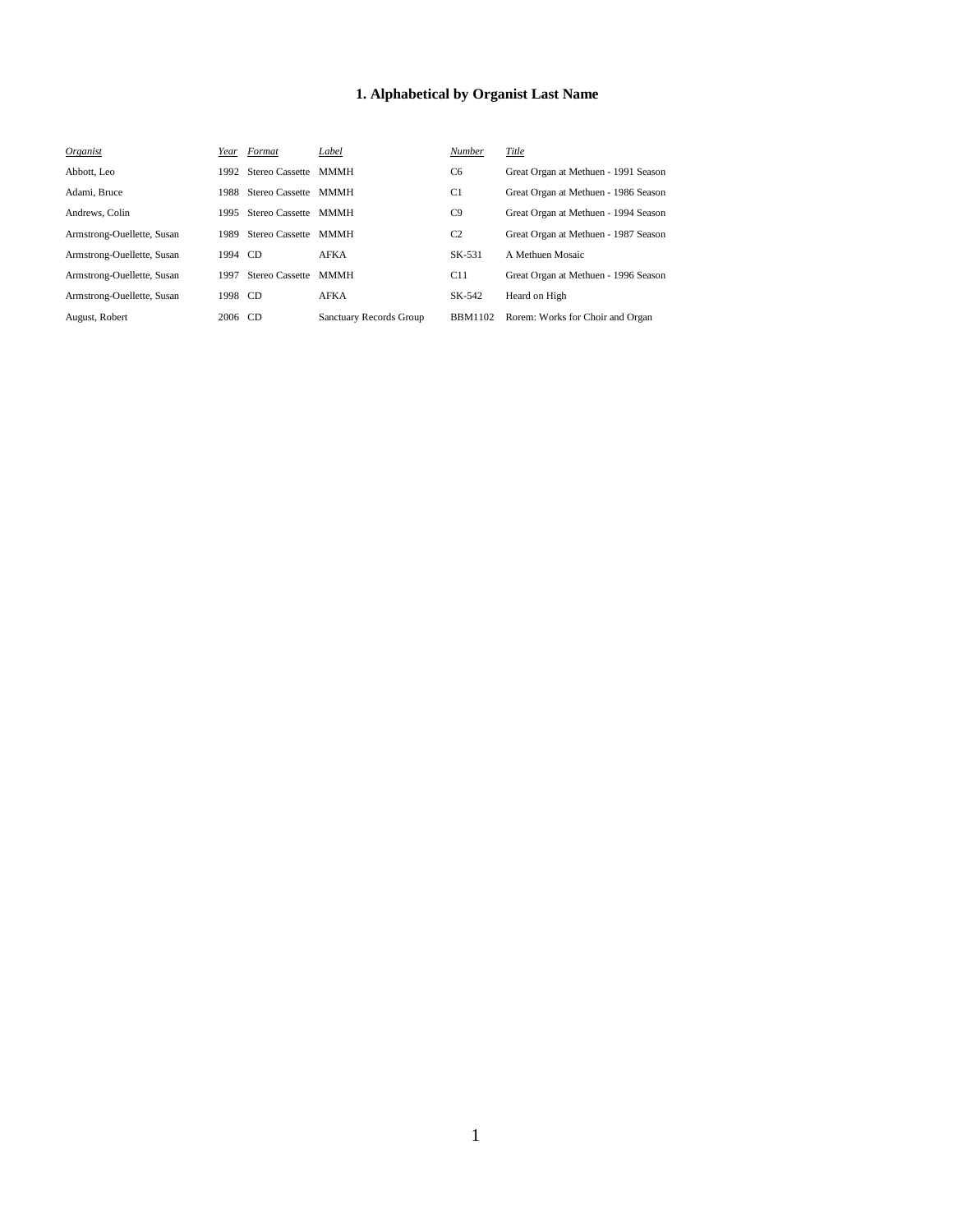# 1. Alphabetical by Organist Last Name

| *Organist* | *Year* | *Format* | *Label* | *Number* | *Title* |
|---|---|---|---|---|---|
| Abbott, Leo | 1992 | Stereo Cassette | MMMH | C6 | Great Organ at Methuen - 1991 Season |
| Adami, Bruce | 1988 | Stereo Cassette | MMMH | C1 | Great Organ at Methuen - 1986 Season |
| Andrews, Colin | 1995 | Stereo Cassette | MMMH | C9 | Great Organ at Methuen - 1994 Season |
| Armstrong-Ouellette, Susan | 1989 | Stereo Cassette | MMMH | C2 | Great Organ at Methuen - 1987 Season |
| Armstrong-Ouellette, Susan | 1994 | CD | AFKA | SK-531 | A Methuen Mosaic |
| Armstrong-Ouellette, Susan | 1997 | Stereo Cassette | MMMH | C11 | Great Organ at Methuen - 1996 Season |
| Armstrong-Ouellette, Susan | 1998 | CD | AFKA | SK-542 | Heard on High |
| August, Robert | 2006 | CD | Sanctuary Records Group | BBM1102 | Rorem: Works for Choir and Organ |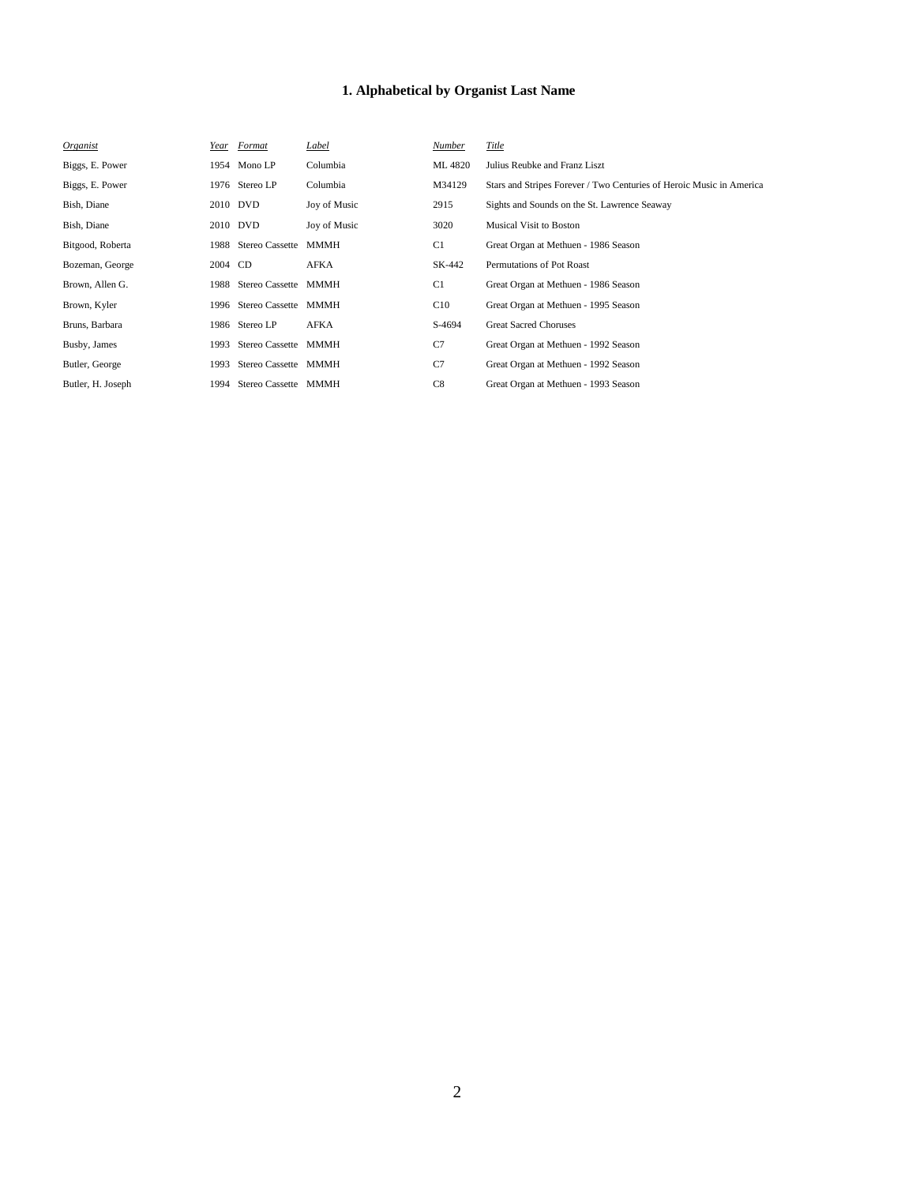# 1. Alphabetical by Organist Last Name

| *Organist* | *Year* | *Format* | *Label* | *Number* | *Title* |
| --- | --- | --- | --- | --- | --- |
| Biggs, E. Power | 1954 | Mono LP | Columbia | ML 4820 | Julius Reubke and Franz Liszt |
| Biggs, E. Power | 1976 | Stereo LP | Columbia | M34129 | Stars and Stripes Forever / Two Centuries of Heroic Music in America |
| Bish, Diane | 2010 | DVD | Joy of Music | 2915 | Sights and Sounds on the St. Lawrence Seaway |
| Bish, Diane | 2010 | DVD | Joy of Music | 3020 | Musical Visit to Boston |
| Bitgood, Roberta | 1988 | Stereo Cassette | MMMH | C1 | Great Organ at Methuen - 1986 Season |
| Bozeman, George | 2004 | CD | AFKA | SK-442 | Permutations of Pot Roast |
| Brown, Allen G. | 1988 | Stereo Cassette | MMMH | C1 | Great Organ at Methuen - 1986 Season |
| Brown, Kyler | 1996 | Stereo Cassette | MMMH | C10 | Great Organ at Methuen - 1995 Season |
| Bruns, Barbara | 1986 | Stereo LP | AFKA | S-4694 | Great Sacred Choruses |
| Busby, James | 1993 | Stereo Cassette | MMMH | C7 | Great Organ at Methuen - 1992 Season |
| Butler, George | 1993 | Stereo Cassette | MMMH | C7 | Great Organ at Methuen - 1992 Season |
| Butler, H. Joseph | 1994 | Stereo Cassette | MMMH | C8 | Great Organ at Methuen - 1993 Season |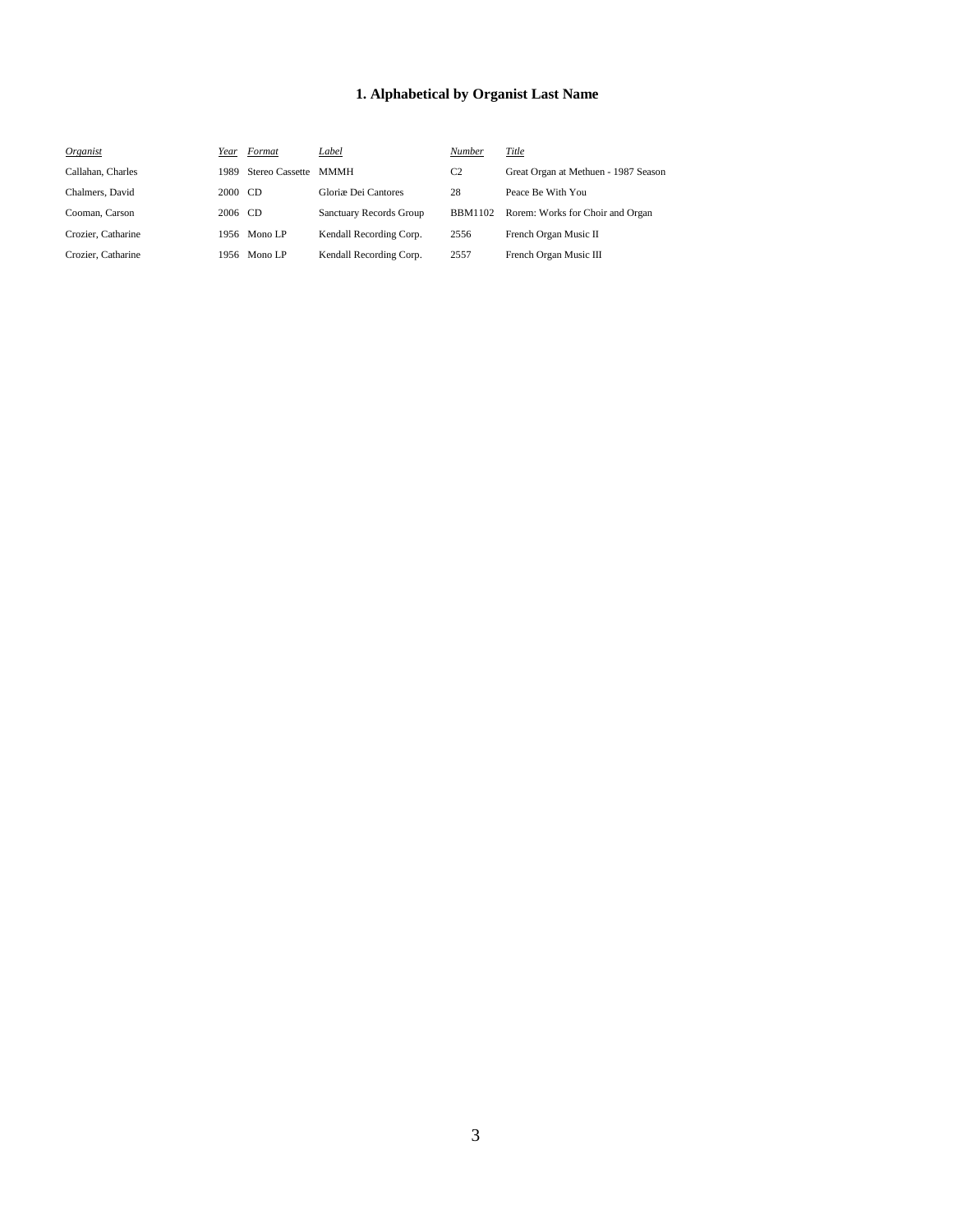## 1. Alphabetical by Organist Last Name

| *Organist* | *Year* | *Format* | *Label* | *Number* | *Title* |
| --- | --- | --- | --- | --- | --- |
| Callahan, Charles | 1989 | Stereo Cassette | MMMH | C2 | Great Organ at Methuen - 1987 Season |
| Chalmers, David | 2000 | CD | Gloriæ Dei Cantores | 28 | Peace Be With You |
| Cooman, Carson | 2006 | CD | Sanctuary Records Group | BBM1102 | Rorem: Works for Choir and Organ |
| Crozier, Catharine | 1956 | Mono LP | Kendall Recording Corp. | 2556 | French Organ Music II |
| Crozier, Catharine | 1956 | Mono LP | Kendall Recording Corp. | 2557 | French Organ Music III |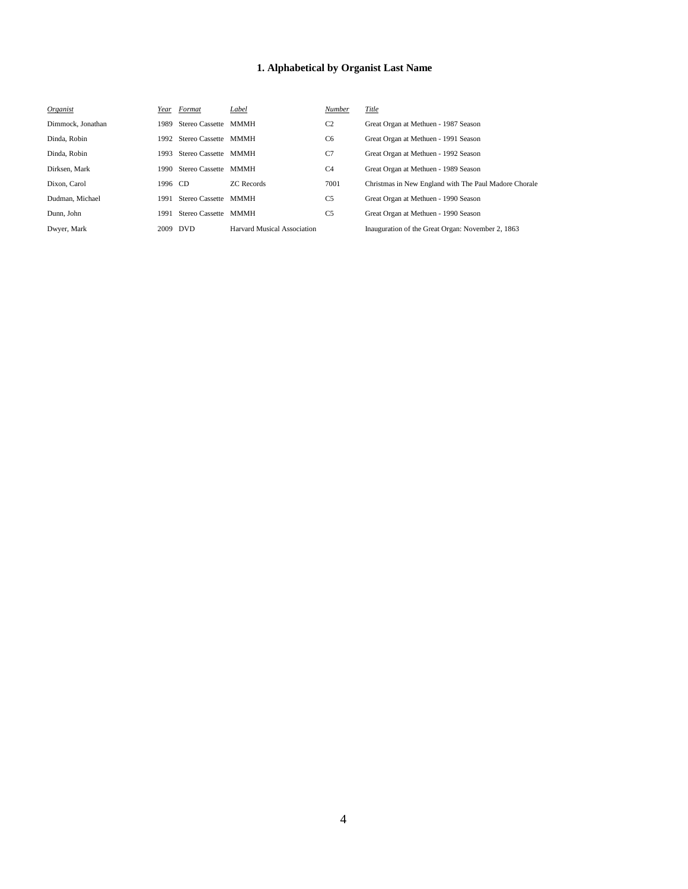## 1. Alphabetical by Organist Last Name

| *Organist* | *Year* | *Format* | *Label* | *Number* | *Title* |
|---|---|---|---|---|---|
| Dimmock, Jonathan | 1989 | Stereo Cassette | MMMH | C2 | Great Organ at Methuen - 1987 Season |
| Dinda, Robin | 1992 | Stereo Cassette | MMMH | C6 | Great Organ at Methuen - 1991 Season |
| Dinda, Robin | 1993 | Stereo Cassette | MMMH | C7 | Great Organ at Methuen - 1992 Season |
| Dirksen, Mark | 1990 | Stereo Cassette | MMMH | C4 | Great Organ at Methuen - 1989 Season |
| Dixon, Carol | 1996 | CD | ZC Records | 7001 | Christmas in New England with The Paul Madore Chorale |
| Dudman, Michael | 1991 | Stereo Cassette | MMMH | C5 | Great Organ at Methuen - 1990 Season |
| Dunn, John | 1991 | Stereo Cassette | MMMH | C5 | Great Organ at Methuen - 1990 Season |
| Dwyer, Mark | 2009 | DVD | Harvard Musical Association | | Inauguration of the Great Organ: November 2, 1863 |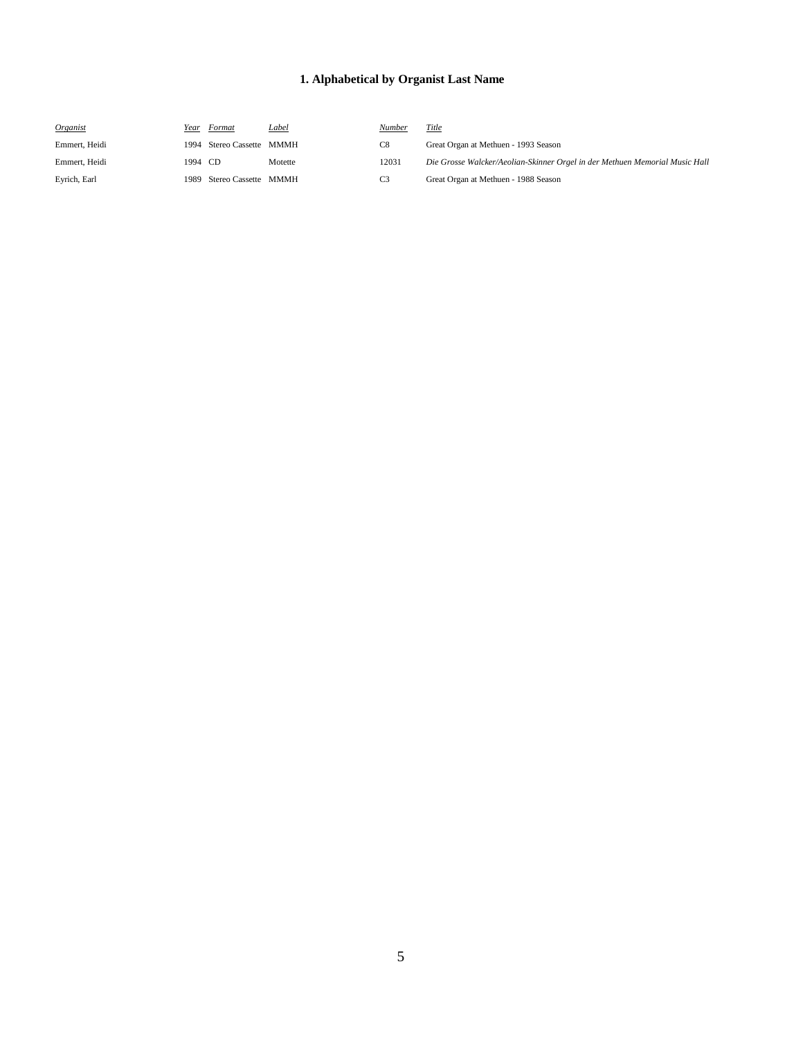# 1. Alphabetical by Organist Last Name

| *Organist* | *Year* | *Format* | *Label* | *Number* | *Title* |
|---|---|---|---|---|---|
| Emmert, Heidi | 1994 | Stereo Cassette | MMMH | C8 | Great Organ at Methuen - 1993 Season |
| Emmert, Heidi | 1994 | CD | Motette | 12031 | *Die Grosse Walcker/Aeolian-Skinner Orgel in der Methuen Memorial Music Hall* |
| Eyrich, Earl | 1989 | Stereo Cassette | MMMH | C3 | Great Organ at Methuen - 1988 Season |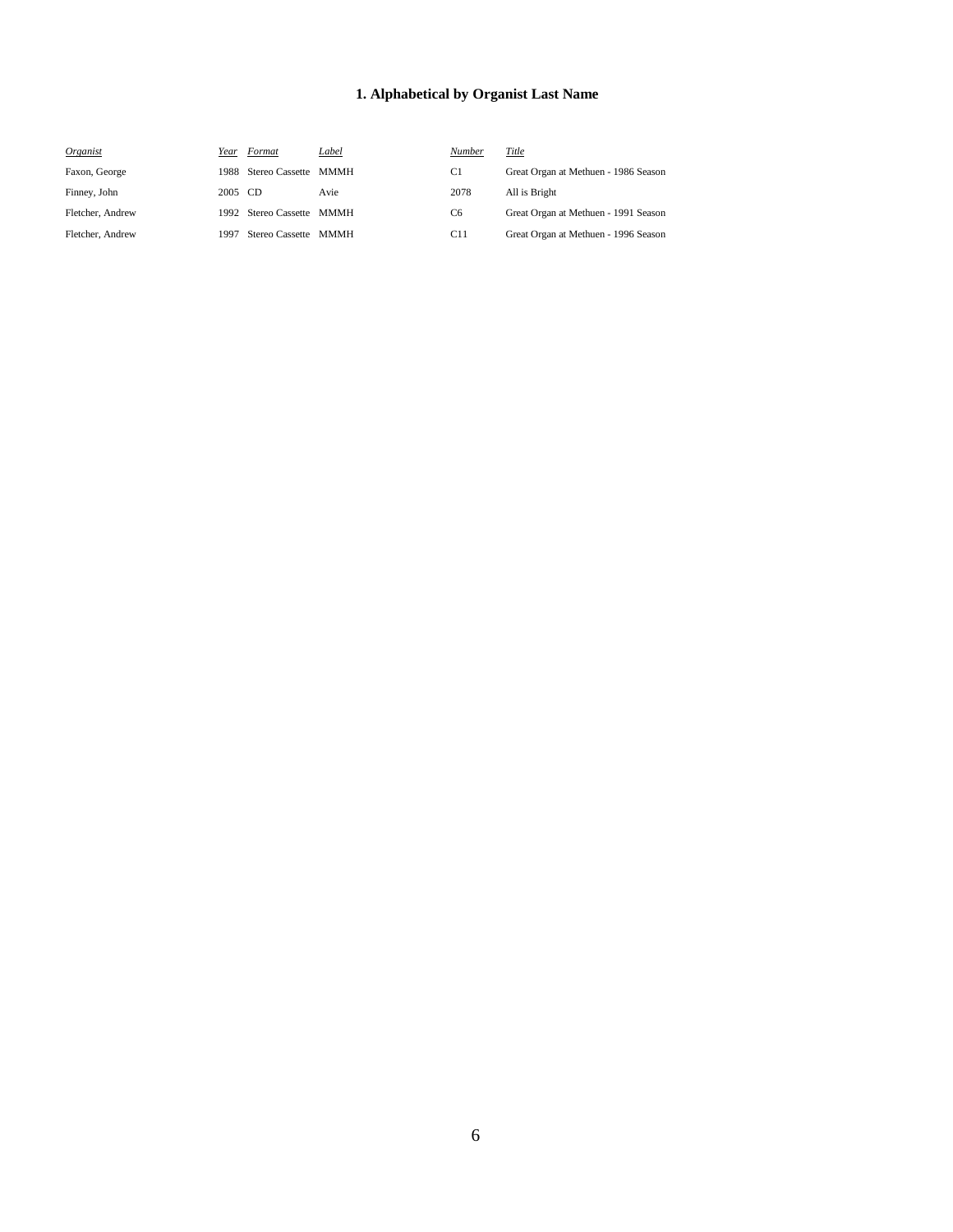## 1. Alphabetical by Organist Last Name

| *Organist* | *Year* | *Format* | *Label* | *Number* | *Title* |
|---|---|---|---|---|---|
| Faxon, George | 1988 | Stereo Cassette | MMMH | C1 | Great Organ at Methuen - 1986 Season |
| Finney, John | 2005 | CD | Avie | 2078 | All is Bright |
| Fletcher, Andrew | 1992 | Stereo Cassette | MMMH | C6 | Great Organ at Methuen - 1991 Season |
| Fletcher, Andrew | 1997 | Stereo Cassette | MMMH | C11 | Great Organ at Methuen - 1996 Season |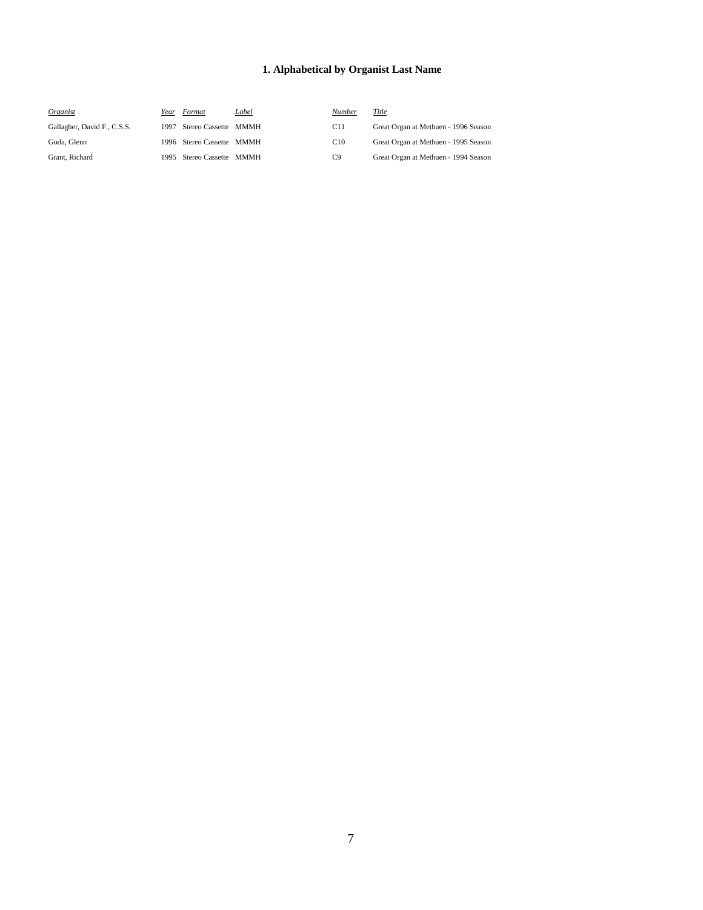## 1. Alphabetical by Organist Last Name

| *Organist* | *Year* | *Format* | *Label* | *Number* | *Title* |
|---|---|---|---|---|---|
| Gallagher, David F., C.S.S. | 1997 | Stereo Cassette | MMMH | C11 | Great Organ at Methuen - 1996 Season |
| Goda, Glenn | 1996 | Stereo Cassette | MMMH | C10 | Great Organ at Methuen - 1995 Season |
| Grant, Richard | 1995 | Stereo Cassette | MMMH | C9 | Great Organ at Methuen - 1994 Season |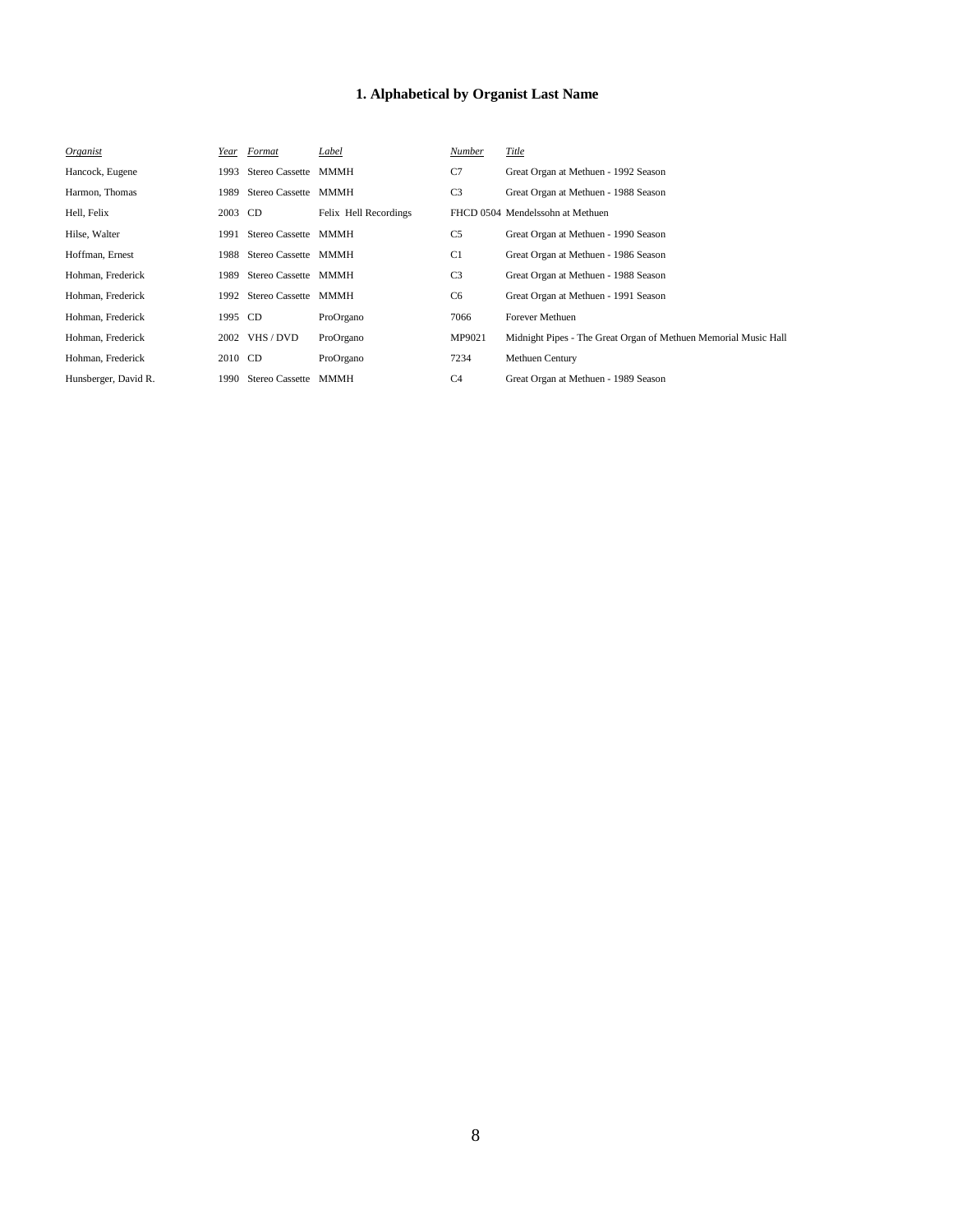### 1. Alphabetical by Organist Last Name

| *Organist* | *Year* | *Format* | *Label* | *Number* | *Title* |
|---|---|---|---|---|---|
| Hancock, Eugene | 1993 | Stereo Cassette | MMMH | C7 | Great Organ at Methuen - 1992 Season |
| Harmon, Thomas | 1989 | Stereo Cassette | MMMH | C3 | Great Organ at Methuen - 1988 Season |
| Hell, Felix | 2003 | CD | Felix Hell Recordings | FHCD 0504 | Mendelssohn at Methuen |
| Hilse, Walter | 1991 | Stereo Cassette | MMMH | C5 | Great Organ at Methuen - 1990 Season |
| Hoffman, Ernest | 1988 | Stereo Cassette | MMMH | C1 | Great Organ at Methuen - 1986 Season |
| Hohman, Frederick | 1989 | Stereo Cassette | MMMH | C3 | Great Organ at Methuen - 1988 Season |
| Hohman, Frederick | 1992 | Stereo Cassette | MMMH | C6 | Great Organ at Methuen - 1991 Season |
| Hohman, Frederick | 1995 | CD | ProOrgano | 7066 | Forever Methuen |
| Hohman, Frederick | 2002 | VHS / DVD | ProOrgano | MP9021 | Midnight Pipes - The Great Organ of Methuen Memorial Music Hall |
| Hohman, Frederick | 2010 | CD | ProOrgano | 7234 | Methuen Century |
| Hunsberger, David R. | 1990 | Stereo Cassette | MMMH | C4 | Great Organ at Methuen - 1989 Season |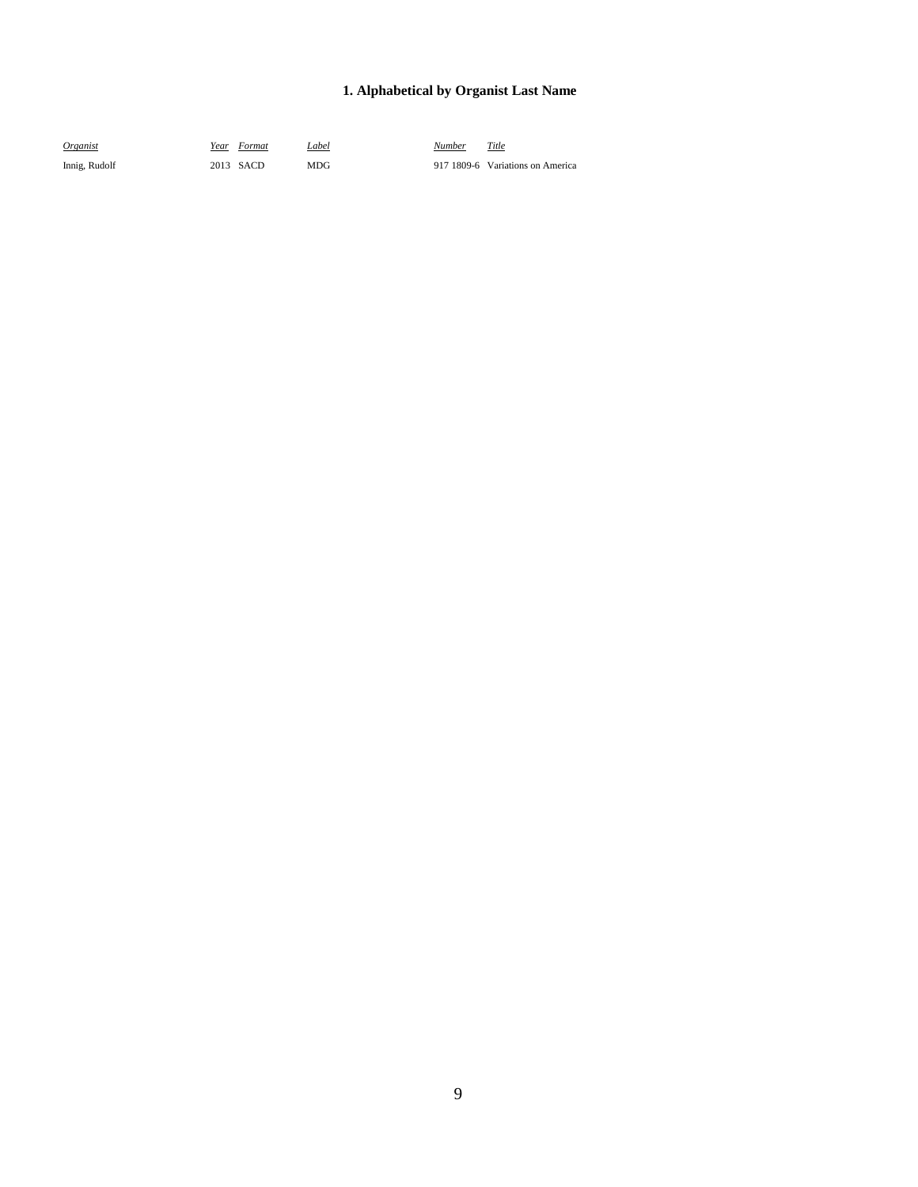# 1. Alphabetical by Organist Last Name

| *Organist* | *Year* | *Format* | *Label* | *Number* | *Title* |
|---|---|---|---|---|---|
| Innig, Rudolf | 2013 | SACD | MDG | 917 1809-6 | Variations on America |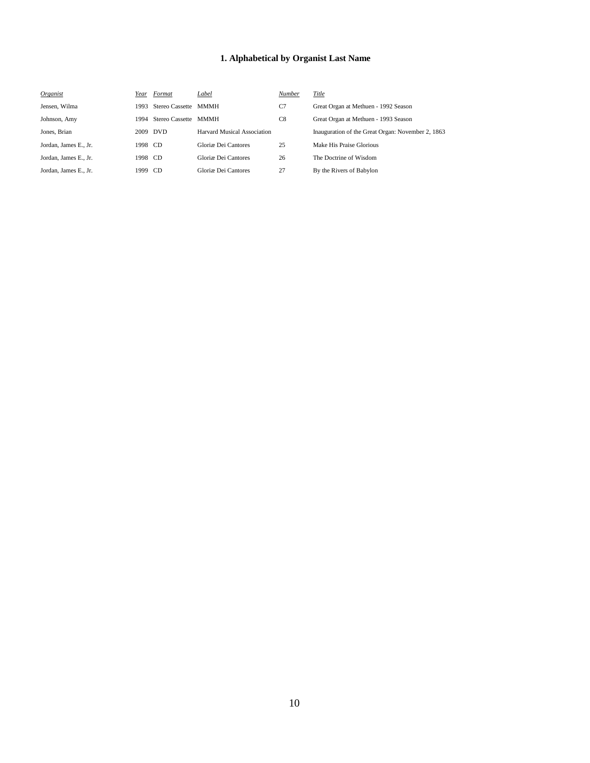## 1. Alphabetical by Organist Last Name

| *Organist* | *Year* | *Format* | *Label* | *Number* | *Title* |
|---|---|---|---|---|---|
| Jensen, Wilma | 1993 | Stereo Cassette | MMMH | C7 | Great Organ at Methuen - 1992 Season |
| Johnson, Amy | 1994 | Stereo Cassette | MMMH | C8 | Great Organ at Methuen - 1993 Season |
| Jones, Brian | 2009 | DVD | Harvard Musical Association | | Inauguration of the Great Organ: November 2, 1863 |
| Jordan, James E., Jr. | 1998 | CD | Gloriæ Dei Cantores | 25 | Make His Praise Glorious |
| Jordan, James E., Jr. | 1998 | CD | Gloriæ Dei Cantores | 26 | The Doctrine of Wisdom |
| Jordan, James E., Jr. | 1999 | CD | Gloriæ Dei Cantores | 27 | By the Rivers of Babylon |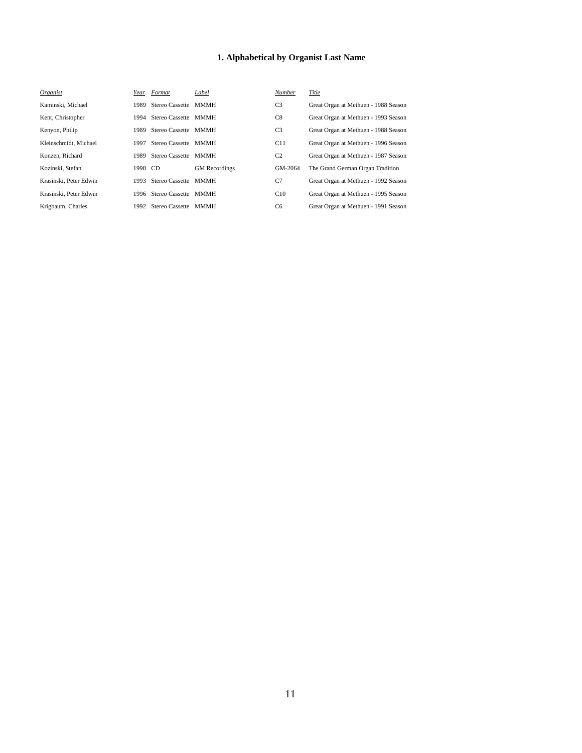# 1. Alphabetical by Organist Last Name

| *Organist* | *Year* | *Format* | *Label* | *Number* | *Title* |
|---|---|---|---|---|---|
| Kaminski, Michael | 1989 | Stereo Cassette | MMMH | C3 | Great Organ at Methuen - 1988 Season |
| Kent, Christopher | 1994 | Stereo Cassette | MMMH | C8 | Great Organ at Methuen - 1993 Season |
| Kenyon, Philip | 1989 | Stereo Cassette | MMMH | C3 | Great Organ at Methuen - 1988 Season |
| Kleinschmidt, Michael | 1997 | Stereo Cassette | MMMH | C11 | Great Organ at Methuen - 1996 Season |
| Konzen, Richard | 1989 | Stereo Cassette | MMMH | C2 | Great Organ at Methuen - 1987 Season |
| Kozinski, Stefan | 1998 | CD | GM Recordings | GM-2064 | The Grand German Organ Tradition |
| Krasinski, Peter Edwin | 1993 | Stereo Cassette | MMMH | C7 | Great Organ at Methuen - 1992 Season |
| Krasinski, Peter Edwin | 1996 | Stereo Cassette | MMMH | C10 | Great Organ at Methuen - 1995 Season |
| Krigbaum, Charles | 1992 | Stereo Cassette | MMMH | C6 | Great Organ at Methuen - 1991 Season |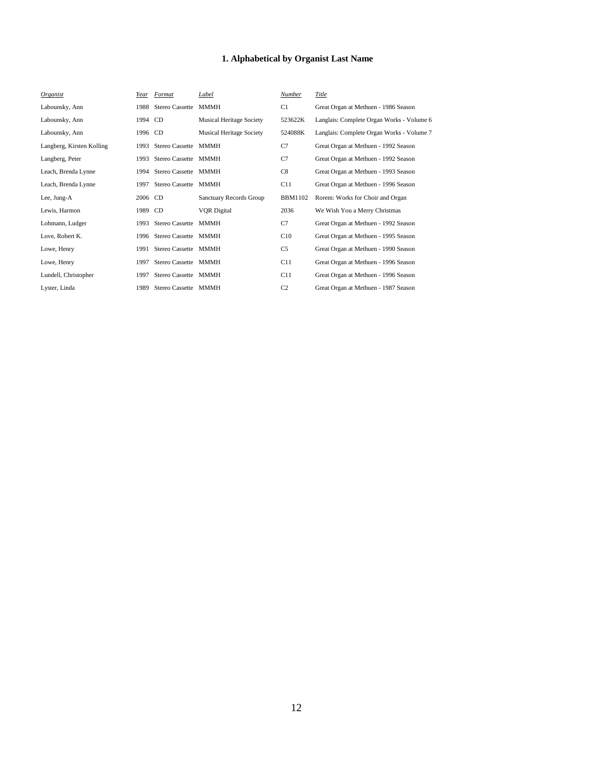## 1. Alphabetical by Organist Last Name

| *Organist* | *Year* | *Format* | *Label* | *Number* | *Title* |
|---|---|---|---|---|---|
| Labounsky, Ann | 1988 | Stereo Cassette | MMMH | C1 | Great Organ at Methuen - 1986 Season |
| Labounsky, Ann | 1994 | CD | Musical Heritage Society | 523622K | Langlais: Complete Organ Works - Volume 6 |
| Labounsky, Ann | 1996 | CD | Musical Heritage Society | 524088K | Langlais: Complete Organ Works - Volume 7 |
| Langberg, Kirsten Kolling | 1993 | Stereo Cassette | MMMH | C7 | Great Organ at Methuen - 1992 Season |
| Langberg, Peter | 1993 | Stereo Cassette | MMMH | C7 | Great Organ at Methuen - 1992 Season |
| Leach, Brenda Lynne | 1994 | Stereo Cassette | MMMH | C8 | Great Organ at Methuen - 1993 Season |
| Leach, Brenda Lynne | 1997 | Stereo Cassette | MMMH | C11 | Great Organ at Methuen - 1996 Season |
| Lee, Jung-A | 2006 | CD | Sanctuary Records Group | BBM1102 | Rorem: Works for Choir and Organ |
| Lewis, Harmon | 1989 | CD | VQR Digital | 2036 | We Wish You a Merry Christmas |
| Lohmann, Ludger | 1993 | Stereo Cassette | MMMH | C7 | Great Organ at Methuen - 1992 Season |
| Love, Robert K. | 1996 | Stereo Cassette | MMMH | C10 | Great Organ at Methuen - 1995 Season |
| Lowe, Henry | 1991 | Stereo Cassette | MMMH | C5 | Great Organ at Methuen - 1990 Season |
| Lowe, Henry | 1997 | Stereo Cassette | MMMH | C11 | Great Organ at Methuen - 1996 Season |
| Lundell, Christopher | 1997 | Stereo Cassette | MMMH | C11 | Great Organ at Methuen - 1996 Season |
| Lyster, Linda | 1989 | Stereo Cassette | MMMH | C2 | Great Organ at Methuen - 1987 Season |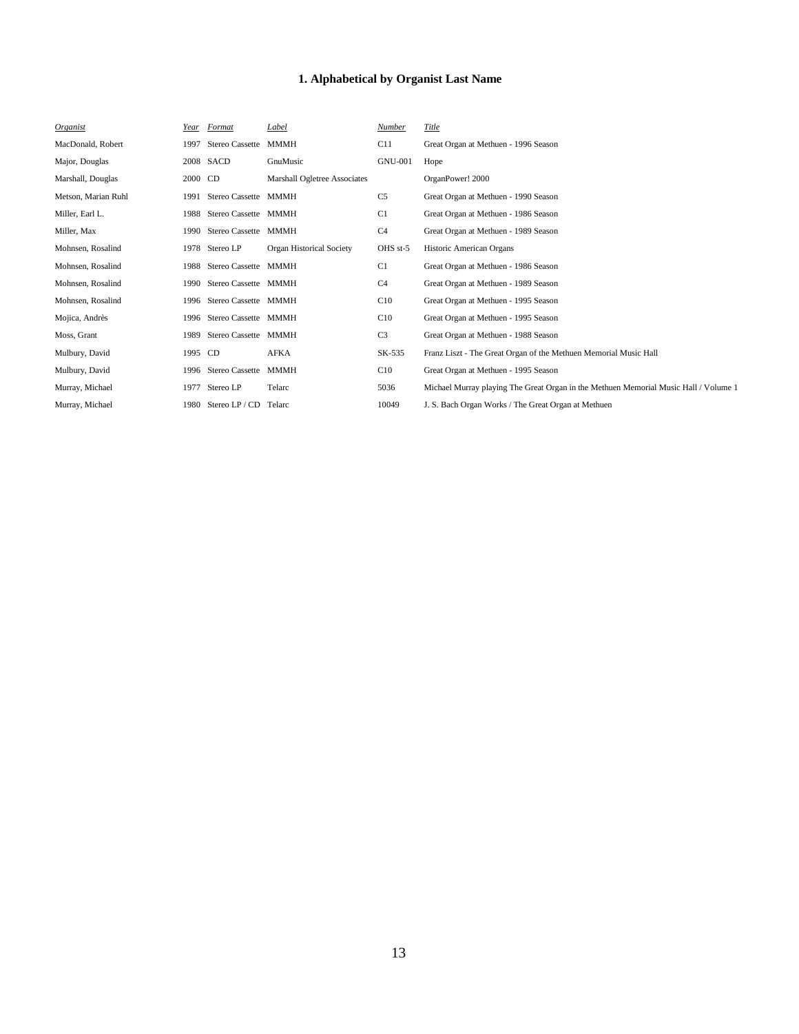### 1. Alphabetical by Organist Last Name

| *Organist* | *Year* | *Format* | *Label* | *Number* | *Title* |
|---|---|---|---|---|---|
| MacDonald, Robert | 1997 | Stereo Cassette | MMMH | C11 | Great Organ at Methuen - 1996 Season |
| Major, Douglas | 2008 | SACD | GnuMusic | GNU-001 | Hope |
| Marshall, Douglas | 2000 | CD | Marshall Ogletree Associates | | OrganPower! 2000 |
| Metson, Marian Ruhl | 1991 | Stereo Cassette | MMMH | C5 | Great Organ at Methuen - 1990 Season |
| Miller, Earl L. | 1988 | Stereo Cassette | MMMH | C1 | Great Organ at Methuen - 1986 Season |
| Miller, Max | 1990 | Stereo Cassette | MMMH | C4 | Great Organ at Methuen - 1989 Season |
| Mohnsen, Rosalind | 1978 | Stereo LP | Organ Historical Society | OHS st-5 | Historic American Organs |
| Mohnsen, Rosalind | 1988 | Stereo Cassette | MMMH | C1 | Great Organ at Methuen - 1986 Season |
| Mohnsen, Rosalind | 1990 | Stereo Cassette | MMMH | C4 | Great Organ at Methuen - 1989 Season |
| Mohnsen, Rosalind | 1996 | Stereo Cassette | MMMH | C10 | Great Organ at Methuen - 1995 Season |
| Mojica, Andrès | 1996 | Stereo Cassette | MMMH | C10 | Great Organ at Methuen - 1995 Season |
| Moss, Grant | 1989 | Stereo Cassette | MMMH | C3 | Great Organ at Methuen - 1988 Season |
| Mulbury, David | 1995 | CD | AFKA | SK-535 | Franz Liszt - The Great Organ of the Methuen Memorial Music Hall |
| Mulbury, David | 1996 | Stereo Cassette | MMMH | C10 | Great Organ at Methuen - 1995 Season |
| Murray, Michael | 1977 | Stereo LP | Telarc | 5036 | Michael Murray playing The Great Organ in the Methuen Memorial Music Hall / Volume 1 |
| Murray, Michael | 1980 | Stereo LP / CD | Telarc | 10049 | J. S. Bach Organ Works / The Great Organ at Methuen |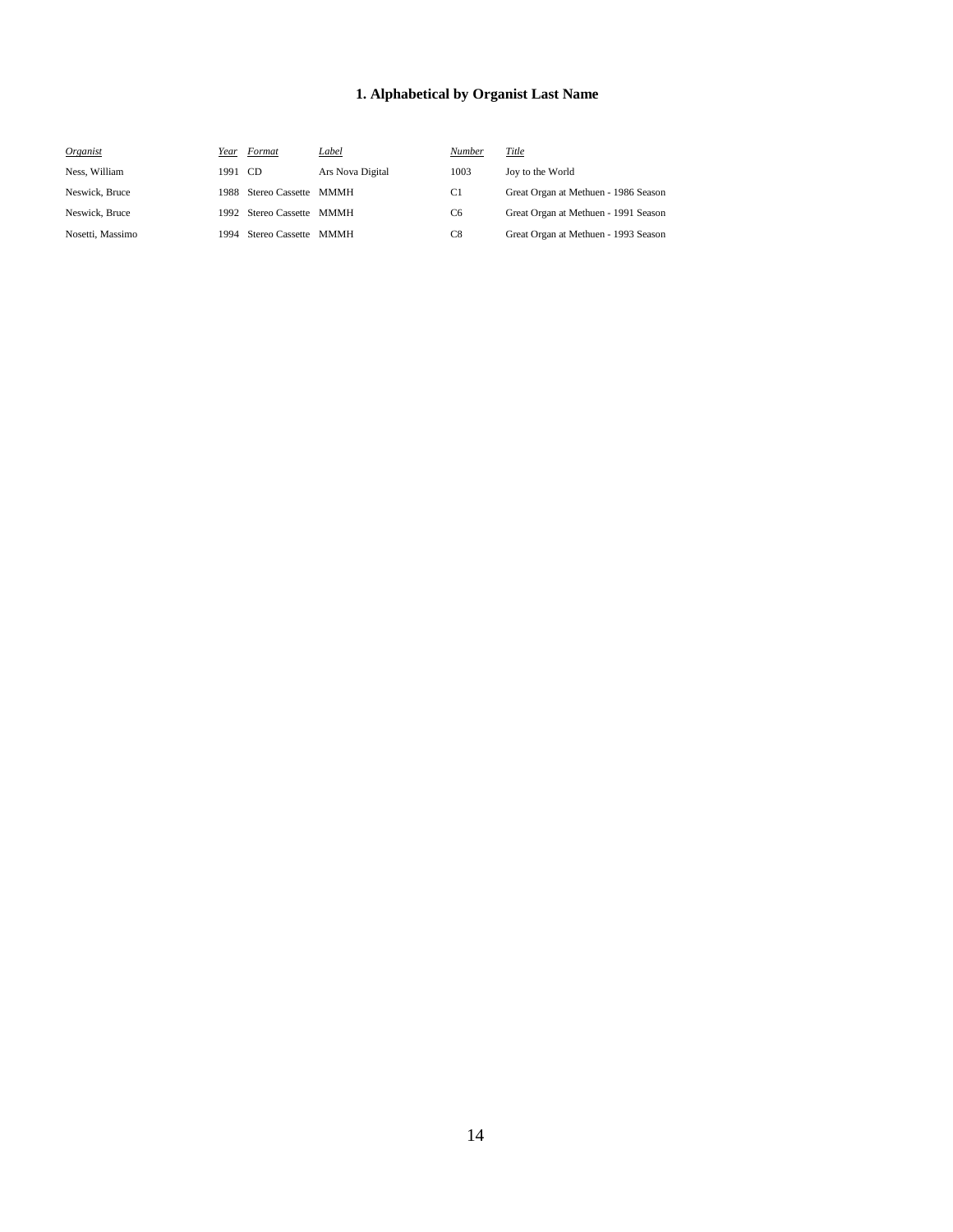## 1. Alphabetical by Organist Last Name

| *Organist* | *Year* | *Format* | *Label* | *Number* | *Title* |
|---|---|---|---|---|---|
| Ness, William | 1991 | CD | Ars Nova Digital | 1003 | Joy to the World |
| Neswick, Bruce | 1988 | Stereo Cassette | MMMH | C1 | Great Organ at Methuen - 1986 Season |
| Neswick, Bruce | 1992 | Stereo Cassette | MMMH | C6 | Great Organ at Methuen - 1991 Season |
| Nosetti, Massimo | 1994 | Stereo Cassette | MMMH | C8 | Great Organ at Methuen - 1993 Season |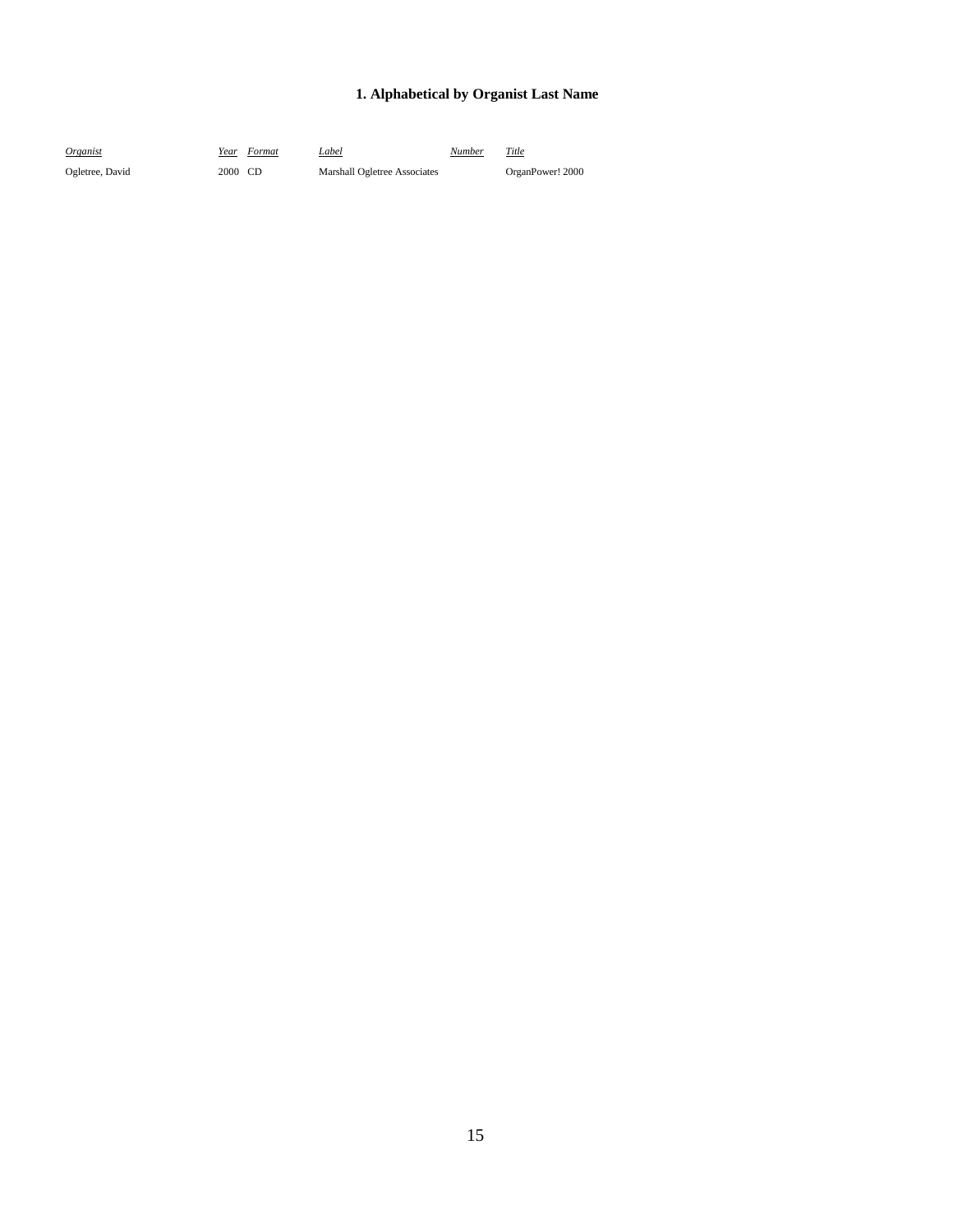### 1. Alphabetical by Organist Last Name

| *Organist* | *Year* | *Format* | *Label* | *Number* | *Title* |
| --- | --- | --- | --- | --- | --- |
| Ogletree, David | 2000 | CD | Marshall Ogletree Associates | | OrganPower! 2000 |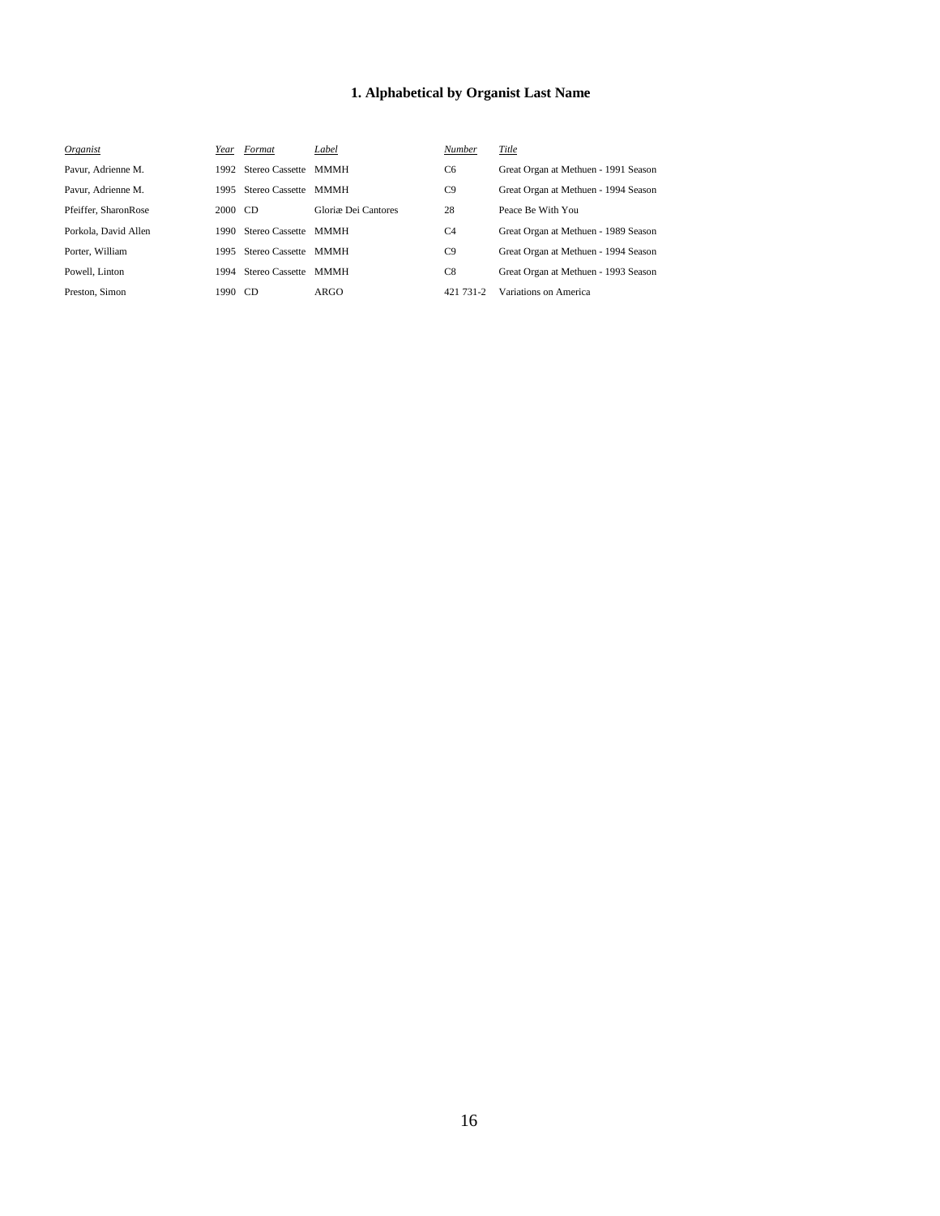## 1. Alphabetical by Organist Last Name

| *Organist* | *Year* | *Format* | *Label* | *Number* | *Title* |
|---|---|---|---|---|---|
| Pavur, Adrienne M. | 1992 | Stereo Cassette | MMMH | C6 | Great Organ at Methuen - 1991 Season |
| Pavur, Adrienne M. | 1995 | Stereo Cassette | MMMH | C9 | Great Organ at Methuen - 1994 Season |
| Pfeiffer, SharonRose | 2000 | CD | Gloriæ Dei Cantores | 28 | Peace Be With You |
| Porkola, David Allen | 1990 | Stereo Cassette | MMMH | C4 | Great Organ at Methuen - 1989 Season |
| Porter, William | 1995 | Stereo Cassette | MMMH | C9 | Great Organ at Methuen - 1994 Season |
| Powell, Linton | 1994 | Stereo Cassette | MMMH | C8 | Great Organ at Methuen - 1993 Season |
| Preston, Simon | 1990 | CD | ARGO | 421 731-2 | Variations on America |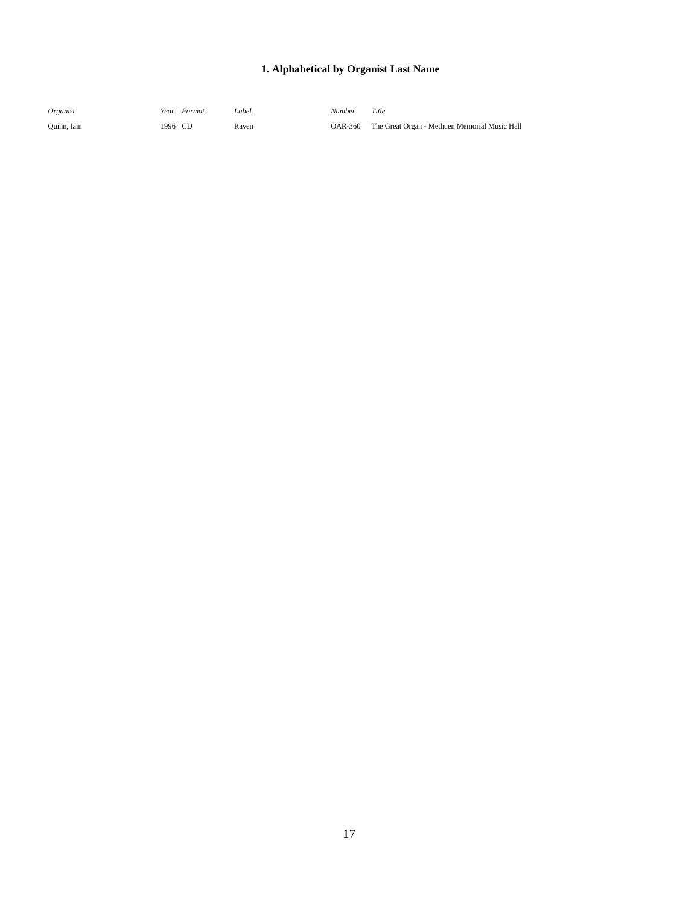## 1. Alphabetical by Organist Last Name

| *Organist* | *Year* | *Format* | *Label* | *Number* | *Title* |
|---|---|---|---|---|---|
| Quinn, Iain | 1996 | CD | Raven | OAR-360 | The Great Organ - Methuen Memorial Music Hall |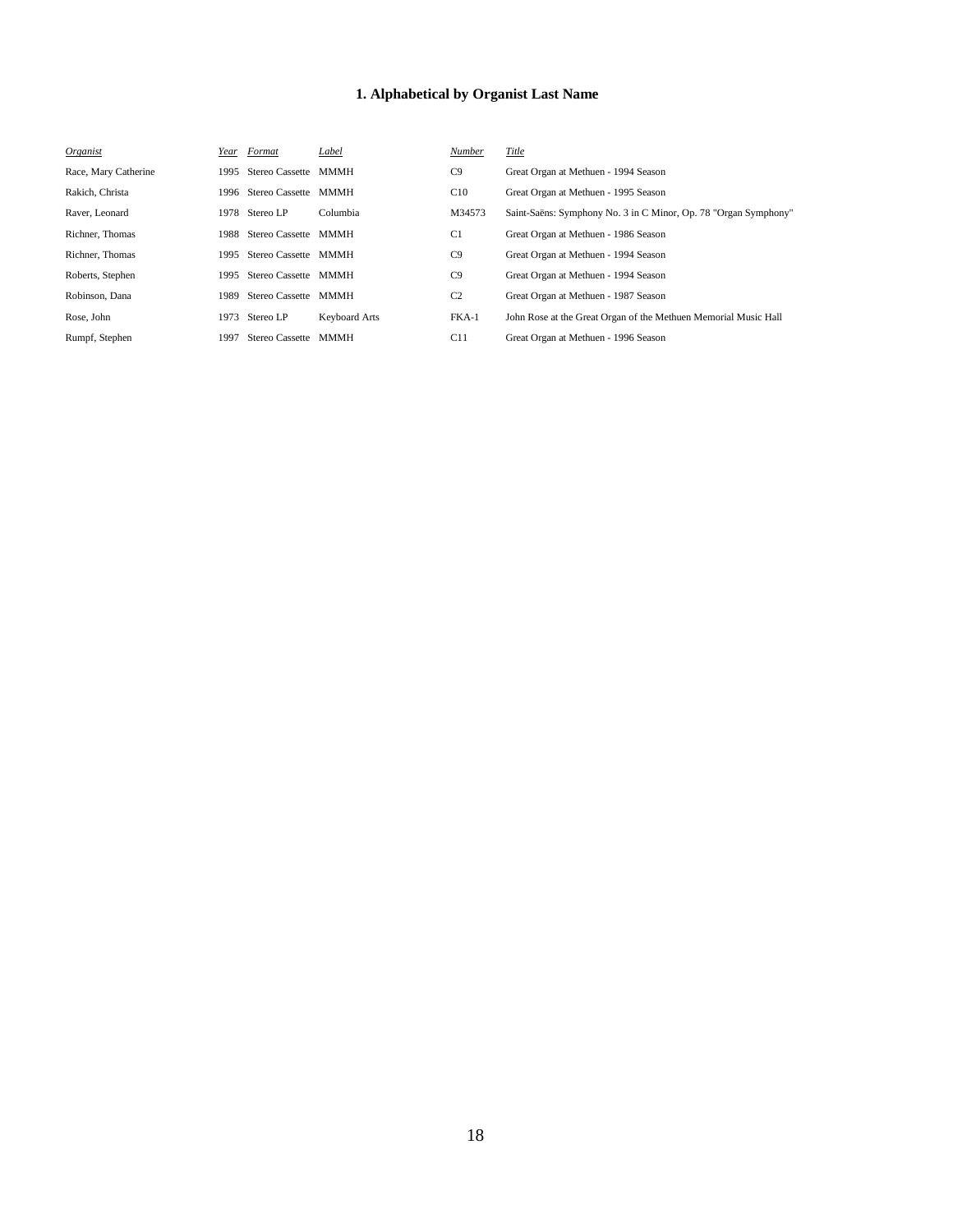### 1. Alphabetical by Organist Last Name

| *Organist* | *Year* | *Format* | *Label* | *Number* | *Title* |
|---|---|---|---|---|---|
| Race, Mary Catherine | 1995 | Stereo Cassette | MMMH | C9 | Great Organ at Methuen - 1994 Season |
| Rakich, Christa | 1996 | Stereo Cassette | MMMH | C10 | Great Organ at Methuen - 1995 Season |
| Raver, Leonard | 1978 | Stereo LP | Columbia | M34573 | Saint-Saëns: Symphony No. 3 in C Minor, Op. 78 "Organ Symphony" |
| Richner, Thomas | 1988 | Stereo Cassette | MMMH | C1 | Great Organ at Methuen - 1986 Season |
| Richner, Thomas | 1995 | Stereo Cassette | MMMH | C9 | Great Organ at Methuen - 1994 Season |
| Roberts, Stephen | 1995 | Stereo Cassette | MMMH | C9 | Great Organ at Methuen - 1994 Season |
| Robinson, Dana | 1989 | Stereo Cassette | MMMH | C2 | Great Organ at Methuen - 1987 Season |
| Rose, John | 1973 | Stereo LP | Keyboard Arts | FKA-1 | John Rose at the Great Organ of the Methuen Memorial Music Hall |
| Rumpf, Stephen | 1997 | Stereo Cassette | MMMH | C11 | Great Organ at Methuen - 1996 Season |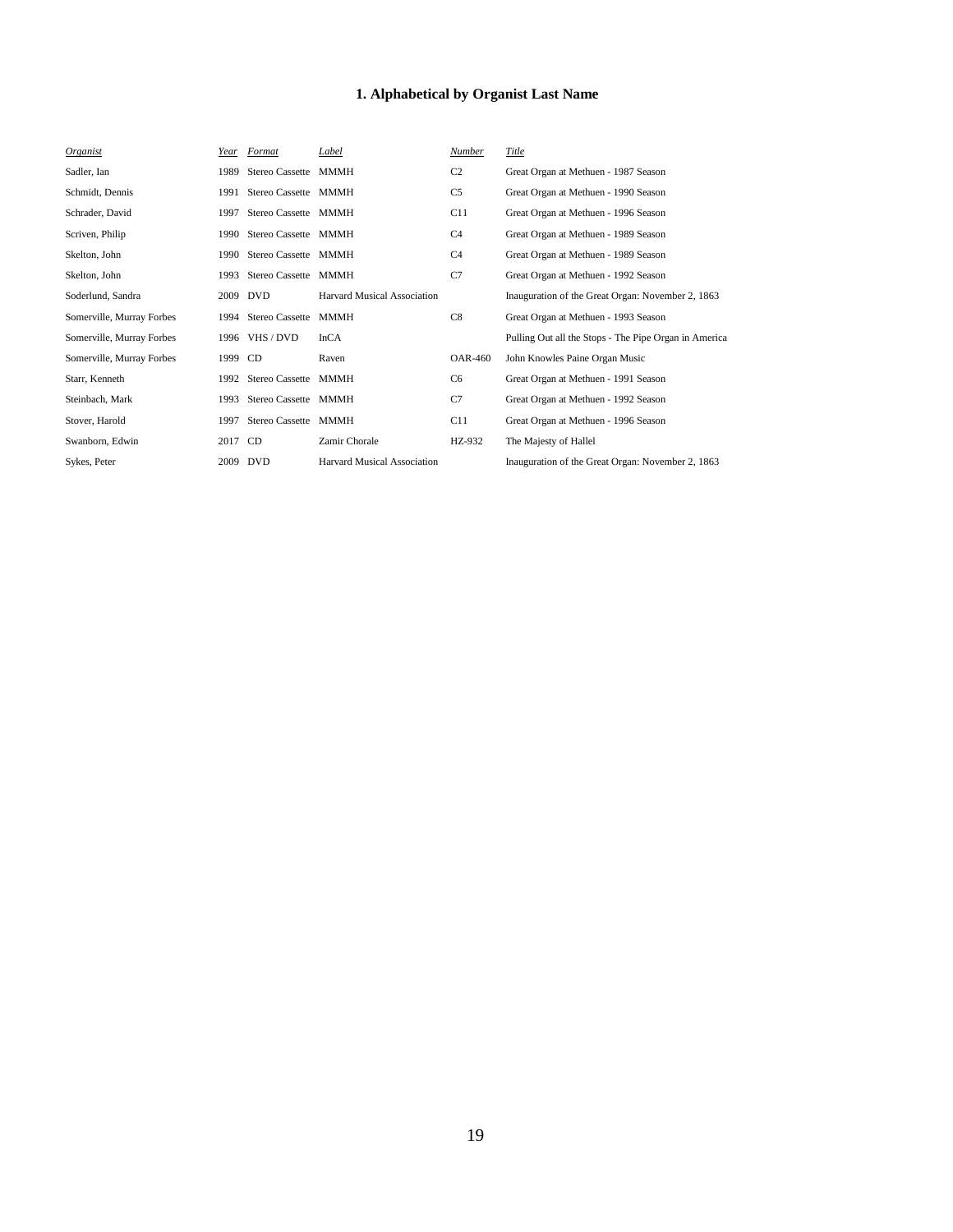## 1. Alphabetical by Organist Last Name

| *Organist* | *Year* | *Format* | *Label* | *Number* | *Title* |
|---|---|---|---|---|---|
| Sadler, Ian | 1989 | Stereo Cassette | MMMH | C2 | Great Organ at Methuen - 1987 Season |
| Schmidt, Dennis | 1991 | Stereo Cassette | MMMH | C5 | Great Organ at Methuen - 1990 Season |
| Schrader, David | 1997 | Stereo Cassette | MMMH | C11 | Great Organ at Methuen - 1996 Season |
| Scriven, Philip | 1990 | Stereo Cassette | MMMH | C4 | Great Organ at Methuen - 1989 Season |
| Skelton, John | 1990 | Stereo Cassette | MMMH | C4 | Great Organ at Methuen - 1989 Season |
| Skelton, John | 1993 | Stereo Cassette | MMMH | C7 | Great Organ at Methuen - 1992 Season |
| Soderlund, Sandra | 2009 | DVD | Harvard Musical Association | | Inauguration of the Great Organ: November 2, 1863 |
| Somerville, Murray Forbes | 1994 | Stereo Cassette | MMMH | C8 | Great Organ at Methuen - 1993 Season |
| Somerville, Murray Forbes | 1996 | VHS / DVD | InCA | | Pulling Out all the Stops - The Pipe Organ in America |
| Somerville, Murray Forbes | 1999 | CD | Raven | OAR-460 | John Knowles Paine Organ Music |
| Starr, Kenneth | 1992 | Stereo Cassette | MMMH | C6 | Great Organ at Methuen - 1991 Season |
| Steinbach, Mark | 1993 | Stereo Cassette | MMMH | C7 | Great Organ at Methuen - 1992 Season |
| Stover, Harold | 1997 | Stereo Cassette | MMMH | C11 | Great Organ at Methuen - 1996 Season |
| Swanborn, Edwin | 2017 | CD | Zamir Chorale | HZ-932 | The Majesty of Hallel |
| Sykes, Peter | 2009 | DVD | Harvard Musical Association | | Inauguration of the Great Organ: November 2, 1863 |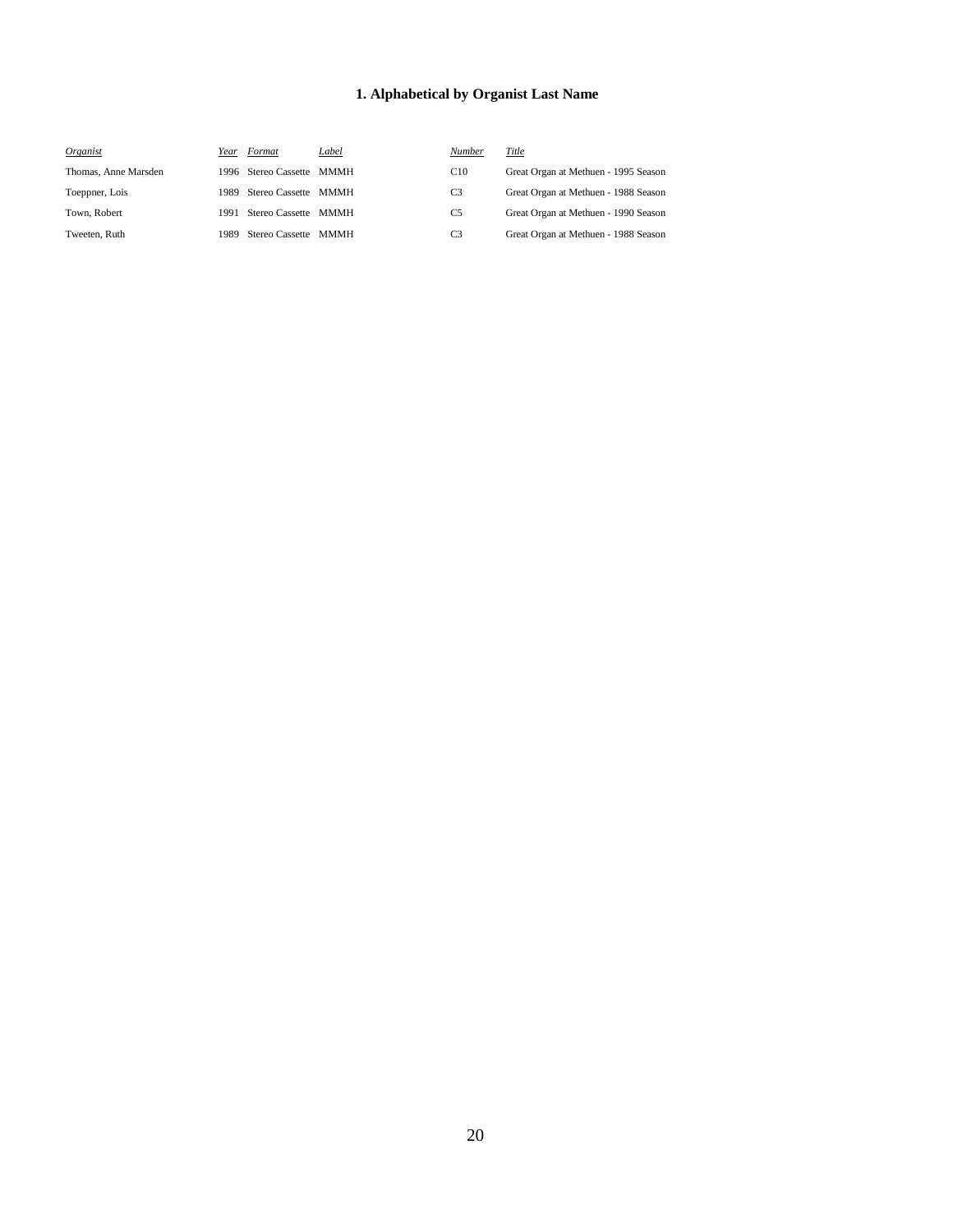### 1. Alphabetical by Organist Last Name

| *Organist* | *Year* | *Format* | *Label* | *Number* | *Title* |
|---|---|---|---|---|---|
| Thomas, Anne Marsden | 1996 | Stereo Cassette | MMMH | C10 | Great Organ at Methuen - 1995 Season |
| Toeppner, Lois | 1989 | Stereo Cassette | MMMH | C3 | Great Organ at Methuen - 1988 Season |
| Town, Robert | 1991 | Stereo Cassette | MMMH | C5 | Great Organ at Methuen - 1990 Season |
| Tweeten, Ruth | 1989 | Stereo Cassette | MMMH | C3 | Great Organ at Methuen - 1988 Season |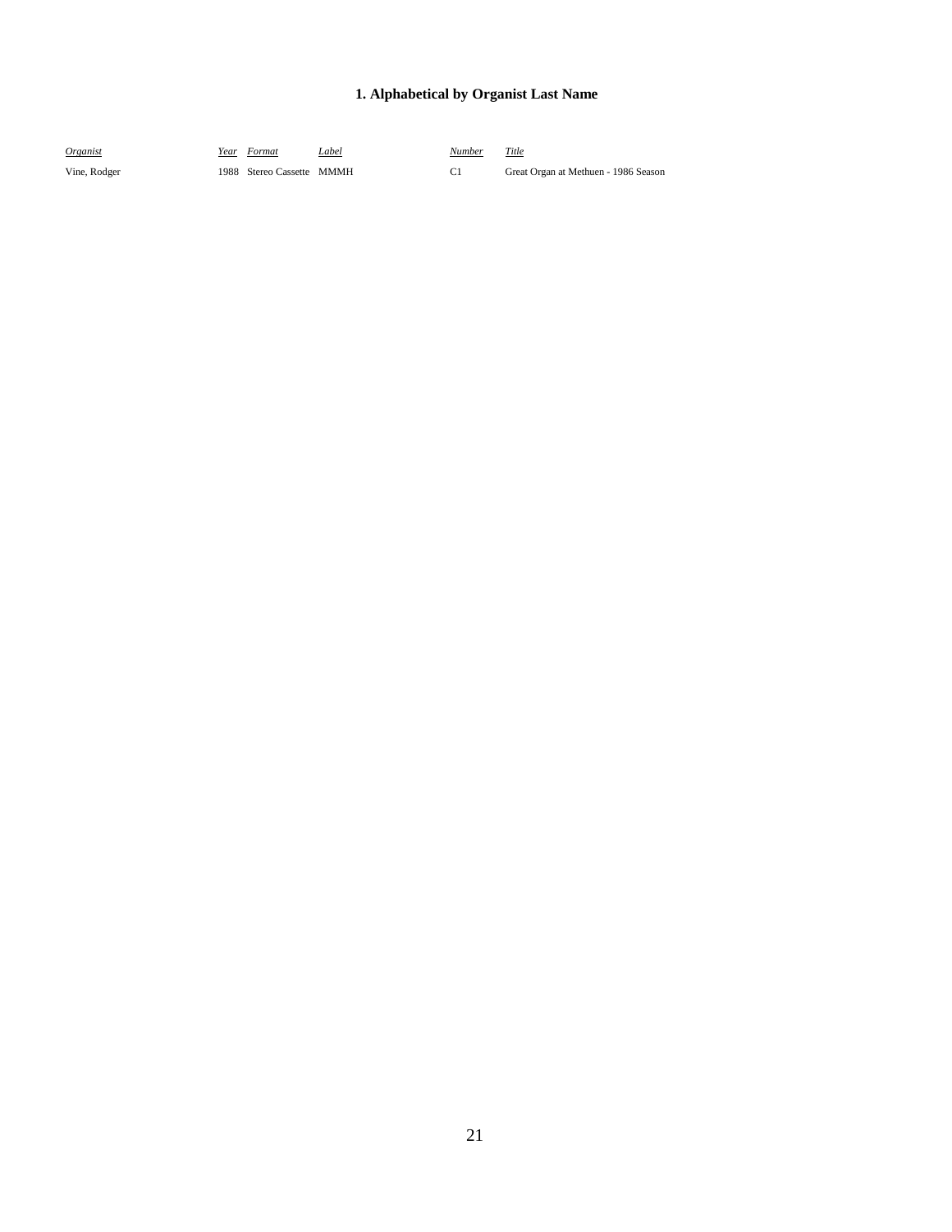### 1. Alphabetical by Organist Last Name

| *Organist* | *Year* | *Format* | *Label* | *Number* | *Title* |
|---|---|---|---|---|---|
| Vine, Rodger | 1988 | Stereo Cassette | MMMH | C1 | Great Organ at Methuen - 1986 Season |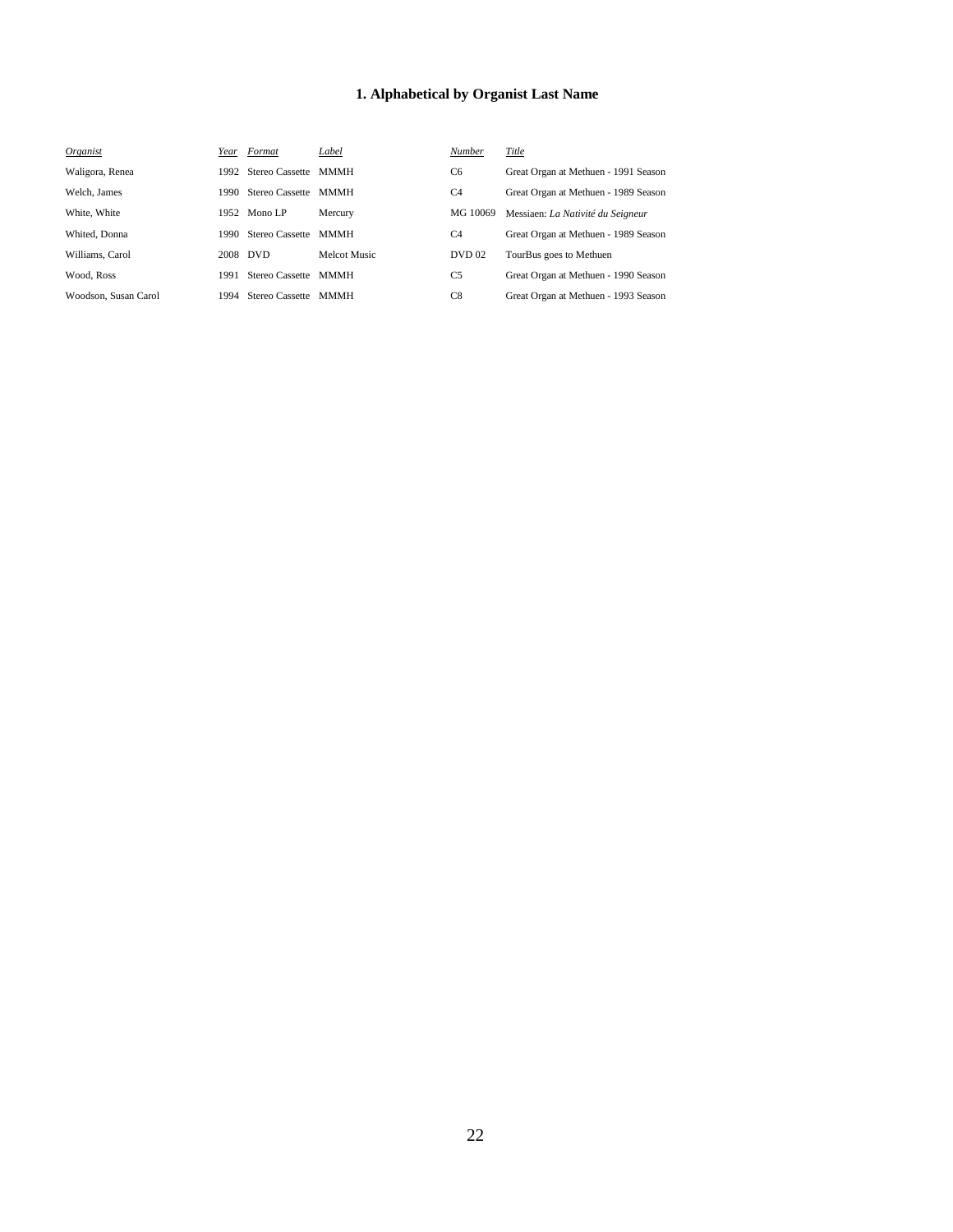## 1. Alphabetical by Organist Last Name

| *Organist* | *Year* | *Format* | *Label* | *Number* | *Title* |
|---|---|---|---|---|---|
| Waligora, Renea | 1992 | Stereo Cassette | MMMH | C6 | Great Organ at Methuen - 1991 Season |
| Welch, James | 1990 | Stereo Cassette | MMMH | C4 | Great Organ at Methuen - 1989 Season |
| White, White | 1952 | Mono LP | Mercury | MG 10069 | Messiaen: *La Nativité du Seigneur* |
| Whited, Donna | 1990 | Stereo Cassette | MMMH | C4 | Great Organ at Methuen - 1989 Season |
| Williams, Carol | 2008 | DVD | Melcot Music | DVD 02 | TourBus goes to Methuen |
| Wood, Ross | 1991 | Stereo Cassette | MMMH | C5 | Great Organ at Methuen - 1990 Season |
| Woodson, Susan Carol | 1994 | Stereo Cassette | MMMH | C8 | Great Organ at Methuen - 1993 Season |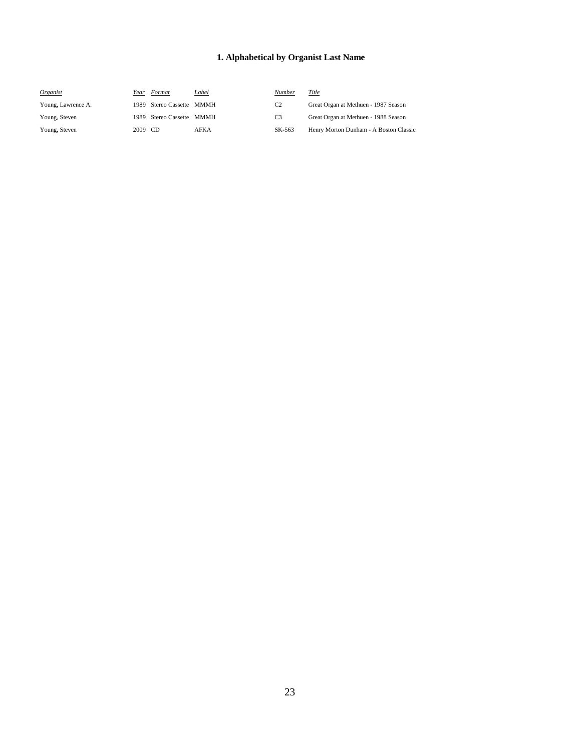### 1. Alphabetical by Organist Last Name

| *Organist* | *Year* | *Format* | *Label* | *Number* | *Title* |
|---|---|---|---|---|---|
| Young, Lawrence A. | 1989 | Stereo Cassette | MMMH | C2 | Great Organ at Methuen - 1987 Season |
| Young, Steven | 1989 | Stereo Cassette | MMMH | C3 | Great Organ at Methuen - 1988 Season |
| Young, Steven | 2009 | CD | AFKA | SK-563 | Henry Morton Dunham - A Boston Classic |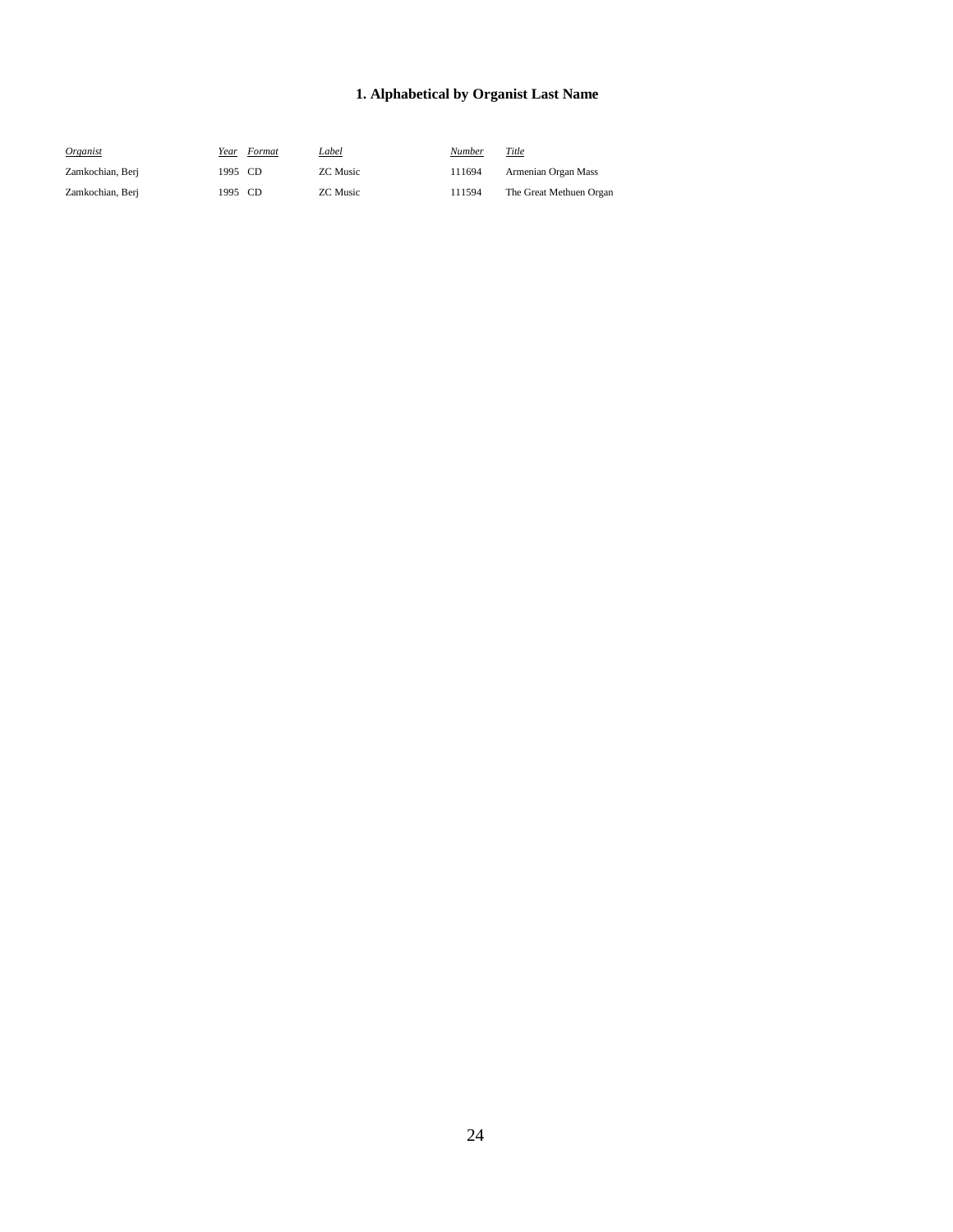### 1. Alphabetical by Organist Last Name

| *Organist* | *Year* | *Format* | *Label* | *Number* | *Title* |
|---|---|---|---|---|---|
| Zamkochian, Berj | 1995 | CD | ZC Music | 111694 | Armenian Organ Mass |
| Zamkochian, Berj | 1995 | CD | ZC Music | 111594 | The Great Methuen Organ |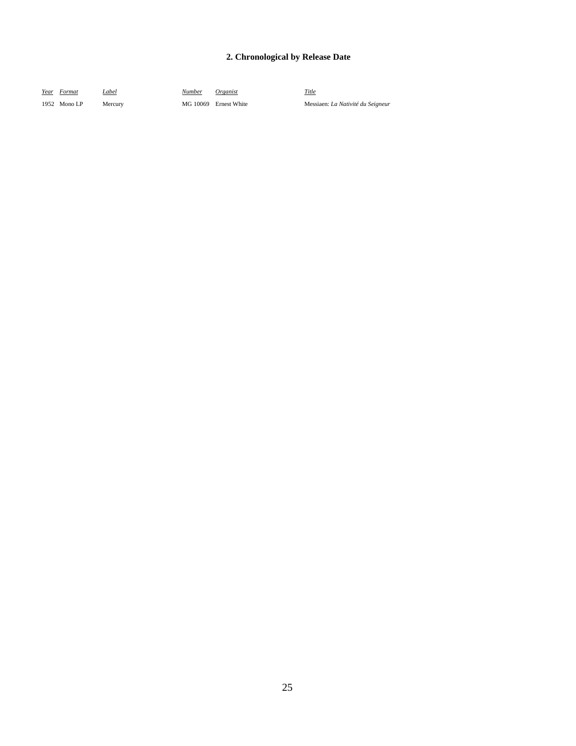## 2. Chronological by Release Date

| *Year* | *Format* | *Label* | *Number* | *Organist* | *Title* |
|---|---|---|---|---|---|
| 1952 | Mono LP | Mercury | MG 10069 | Ernest White | Messiaen: *La Nativité du Seigneur* |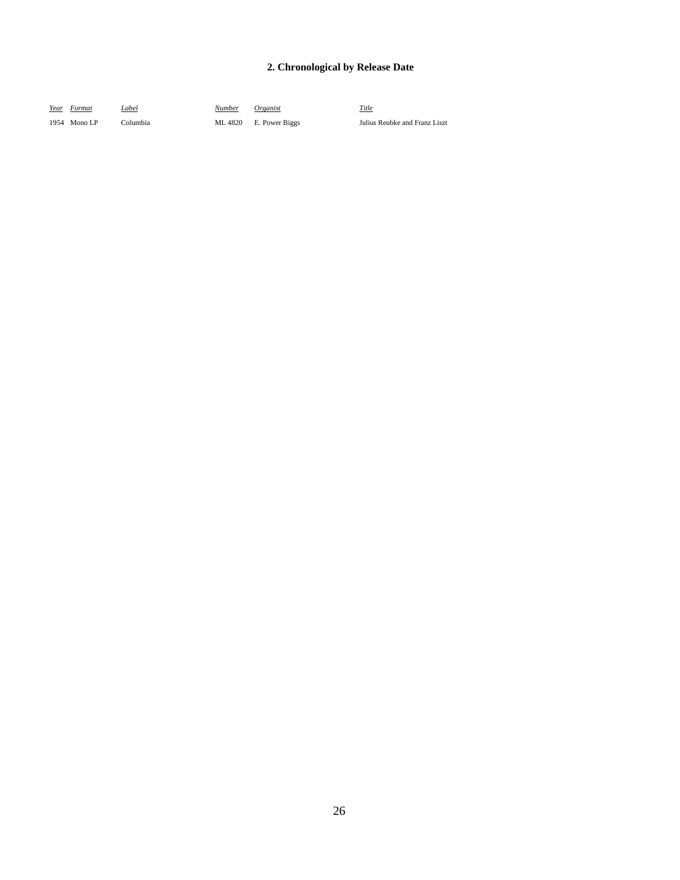## 2. Chronological by Release Date

| Year | Format | Label | Number | Organist | Title |
|---|---|---|---|---|---|
| 1954 | Mono LP | Columbia | ML 4820 | E. Power Biggs | Julius Reubke and Franz Liszt |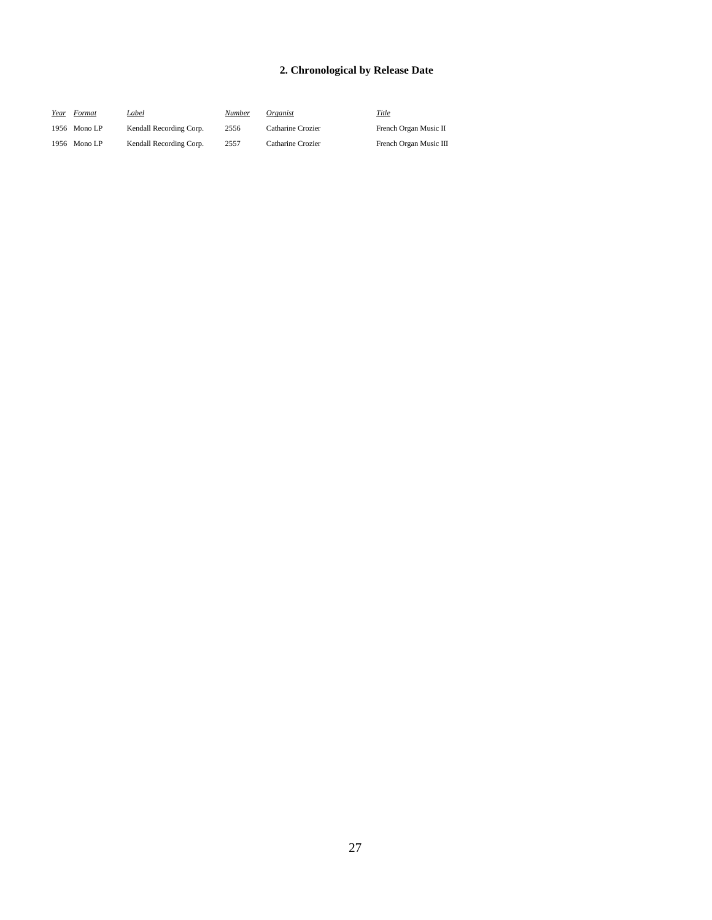## 2. Chronological by Release Date

| *Year* | *Format* | *Label* | *Number* | *Organist* | *Title* |
|---|---|---|---|---|---|
| 1956 | Mono LP | Kendall Recording Corp. | 2556 | Catharine Crozier | French Organ Music II |
| 1956 | Mono LP | Kendall Recording Corp. | 2557 | Catharine Crozier | French Organ Music III |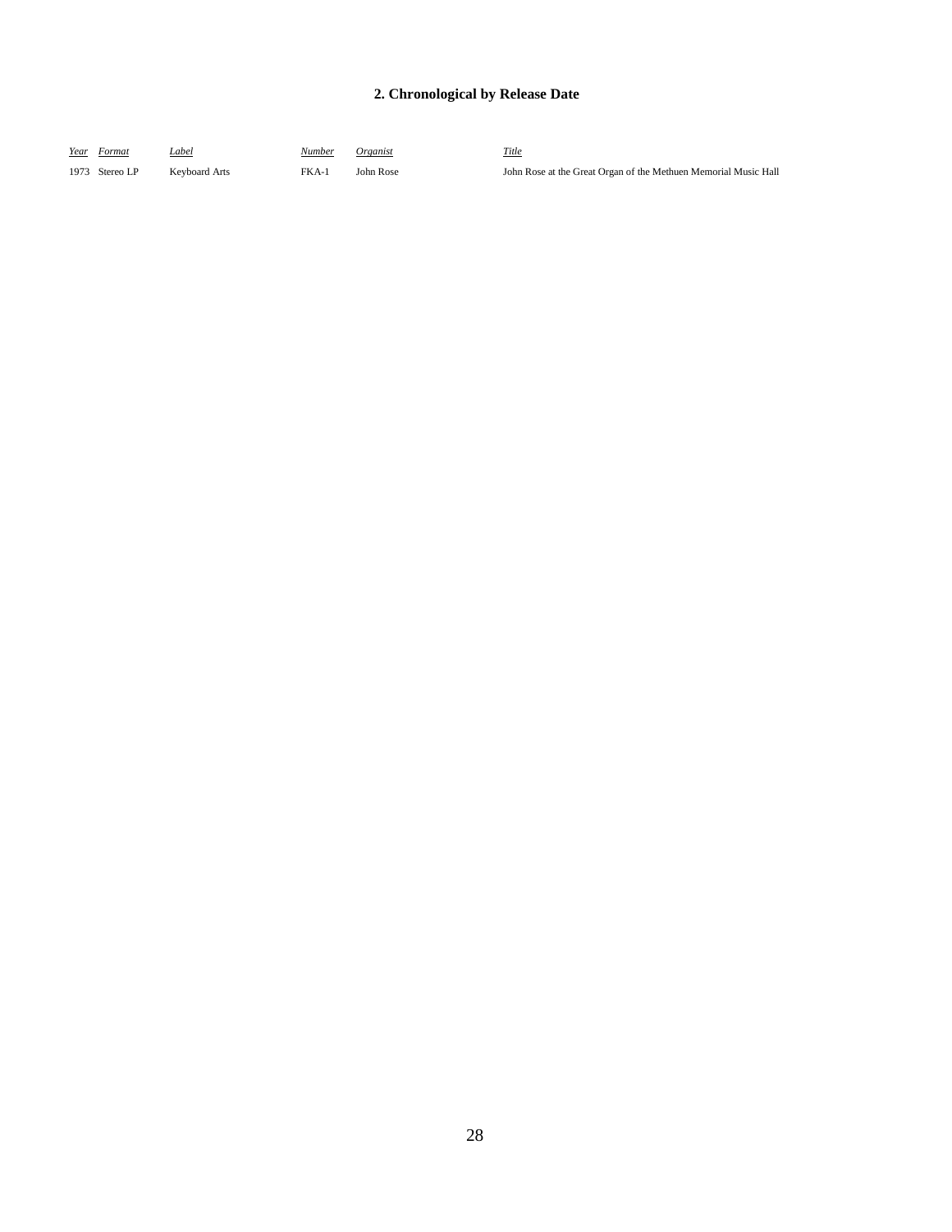## 2. Chronological by Release Date

| *Year* | *Format* | *Label* | *Number* | *Organist* | *Title* |
|---|---|---|---|---|---|
| 1973 | Stereo LP | Keyboard Arts | FKA-1 | John Rose | John Rose at the Great Organ of the Methuen Memorial Music Hall |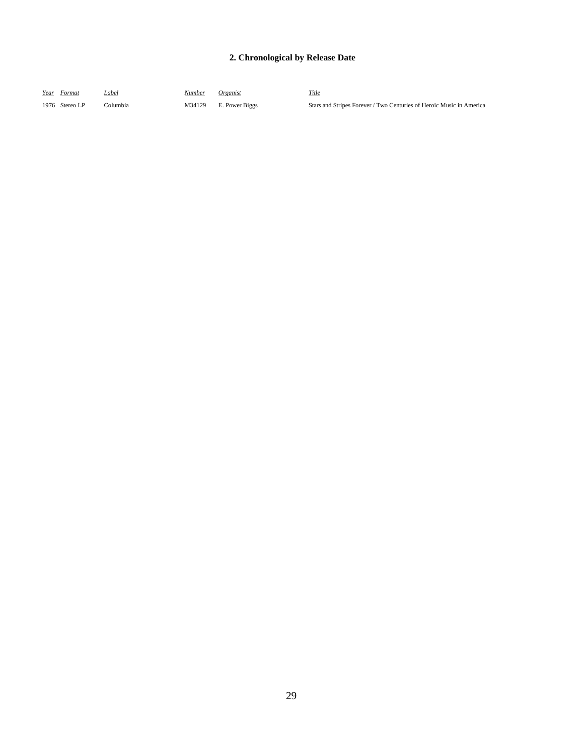## 2. Chronological by Release Date

| Year | Format | Label | Number | Organist | Title |
|---|---|---|---|---|---|
| 1976 | Stereo LP | Columbia | M34129 | E. Power Biggs | Stars and Stripes Forever / Two Centuries of Heroic Music in America |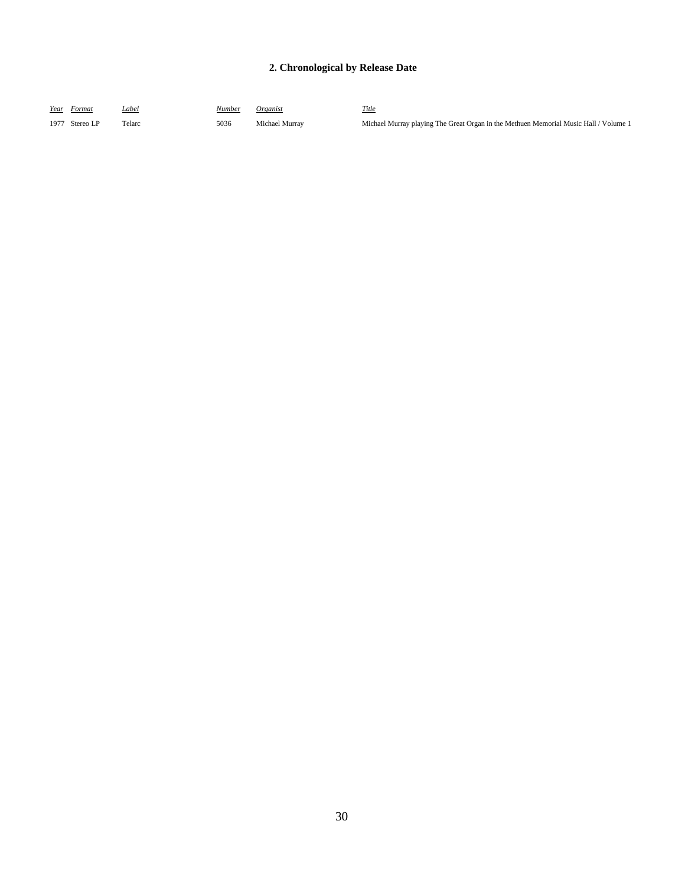## 2. Chronological by Release Date

| *Year* | *Format* | *Label* | *Number* | *Organist* | *Title* |
|---|---|---|---|---|---|
| 1977 | Stereo LP | Telarc | 5036 | Michael Murray | Michael Murray playing The Great Organ in the Methuen Memorial Music Hall / Volume 1 |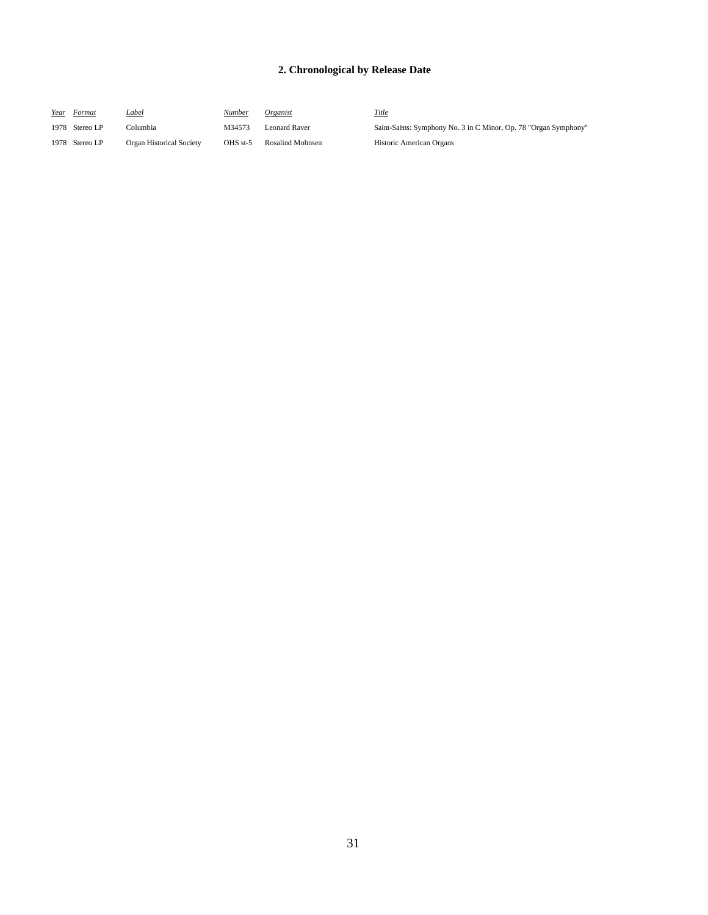## 2. Chronological by Release Date

| *Year* | *Format* | *Label* | *Number* | *Organist* | *Title* |
|---|---|---|---|---|---|
| 1978 | Stereo LP | Columbia | M34573 | Leonard Raver | Saint-Saëns: Symphony No. 3 in C Minor, Op. 78 "Organ Symphony" |
| 1978 | Stereo LP | Organ Historical Society | OHS st-5 | Rosalind Mohnsen | Historic American Organs |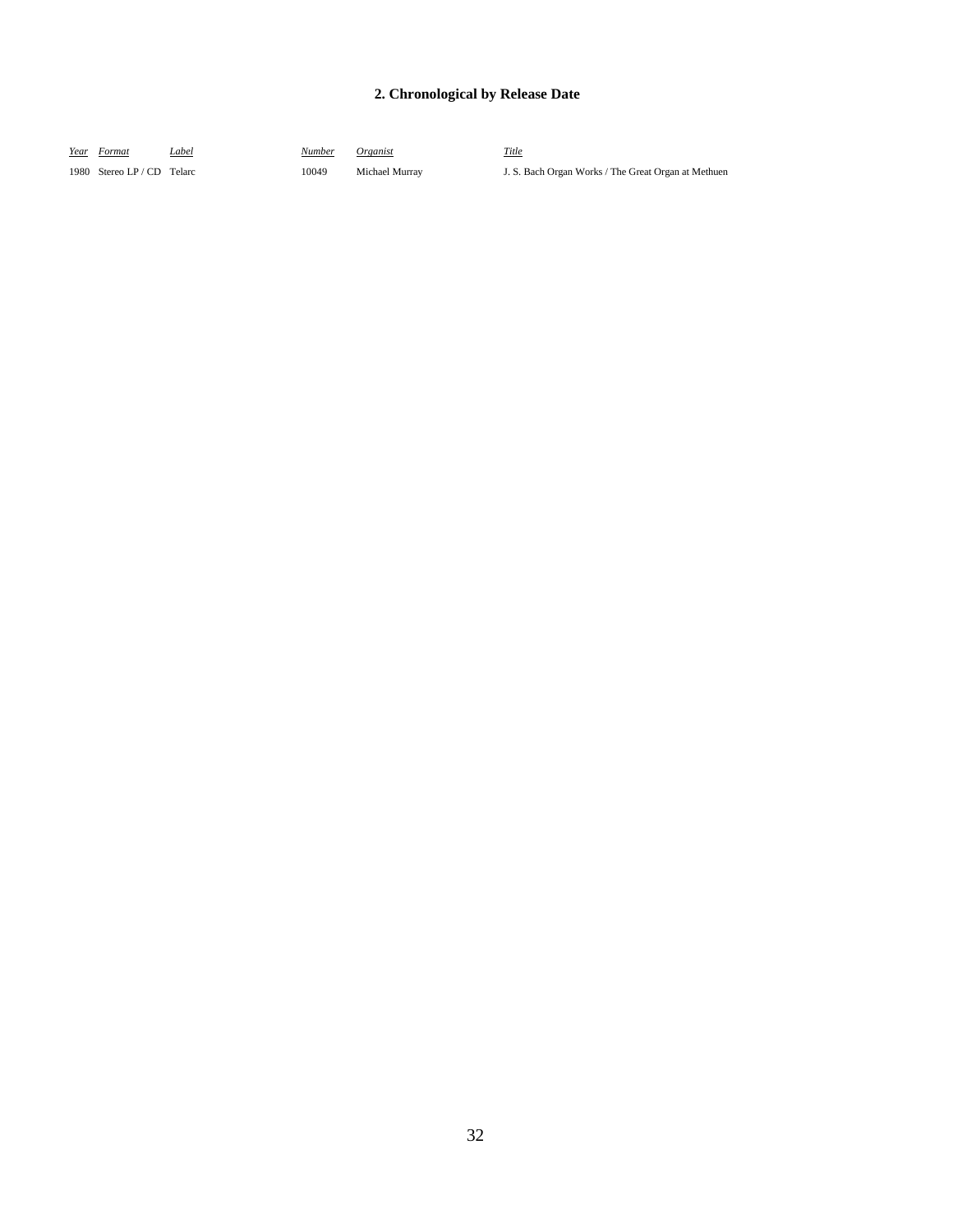## 2. Chronological by Release Date

| *Year* | *Format* | *Label* | *Number* | *Organist* | *Title* |
|---|---|---|---|---|---|
| 1980 | Stereo LP / CD | Telarc | 10049 | Michael Murray | J. S. Bach Organ Works / The Great Organ at Methuen |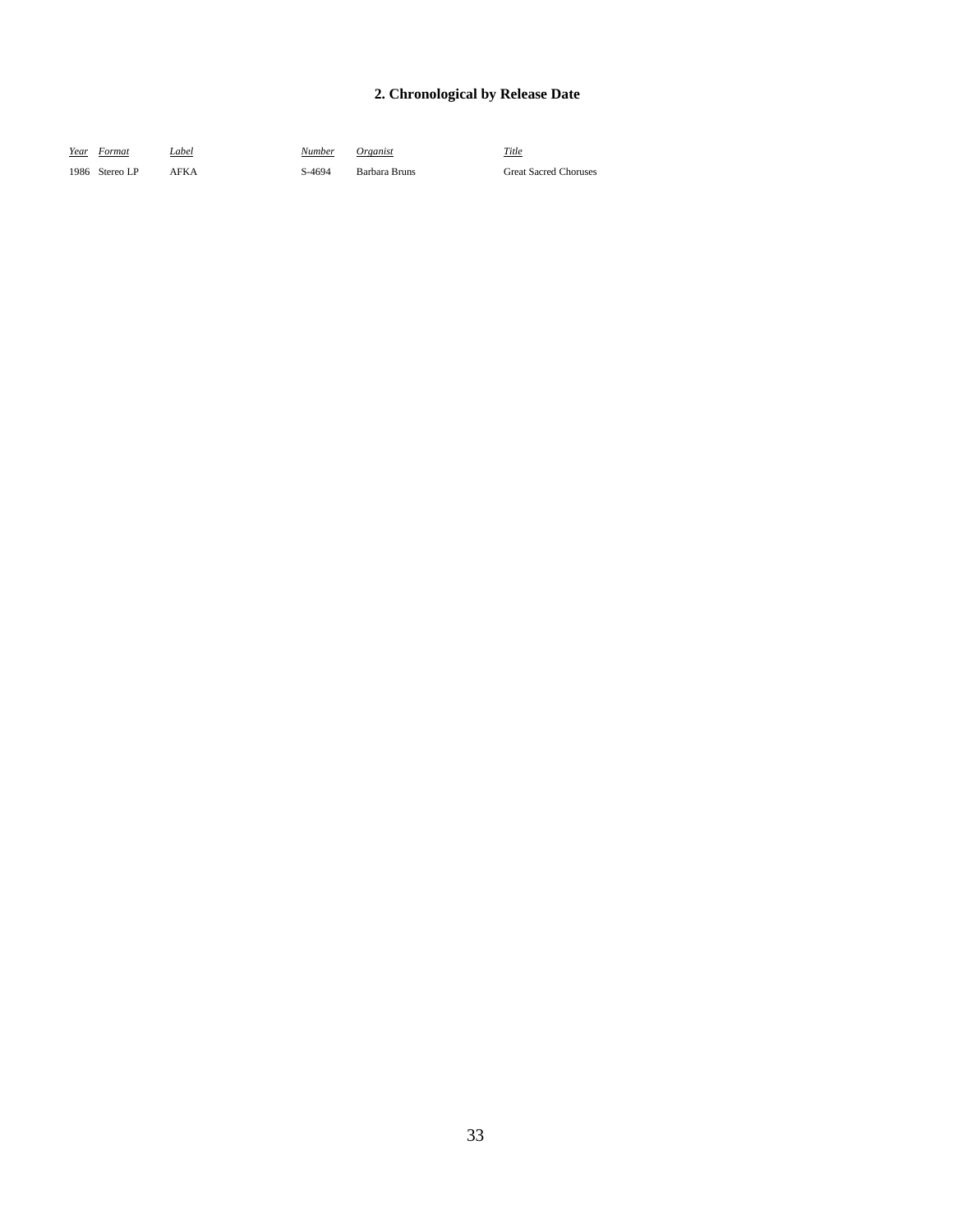## 2. Chronological by Release Date

| *Year* | *Format* | *Label* | *Number* | *Organist* | *Title* |
|---|---|---|---|---|---|
| 1986 | Stereo LP | AFKA | S-4694 | Barbara Bruns | Great Sacred Choruses |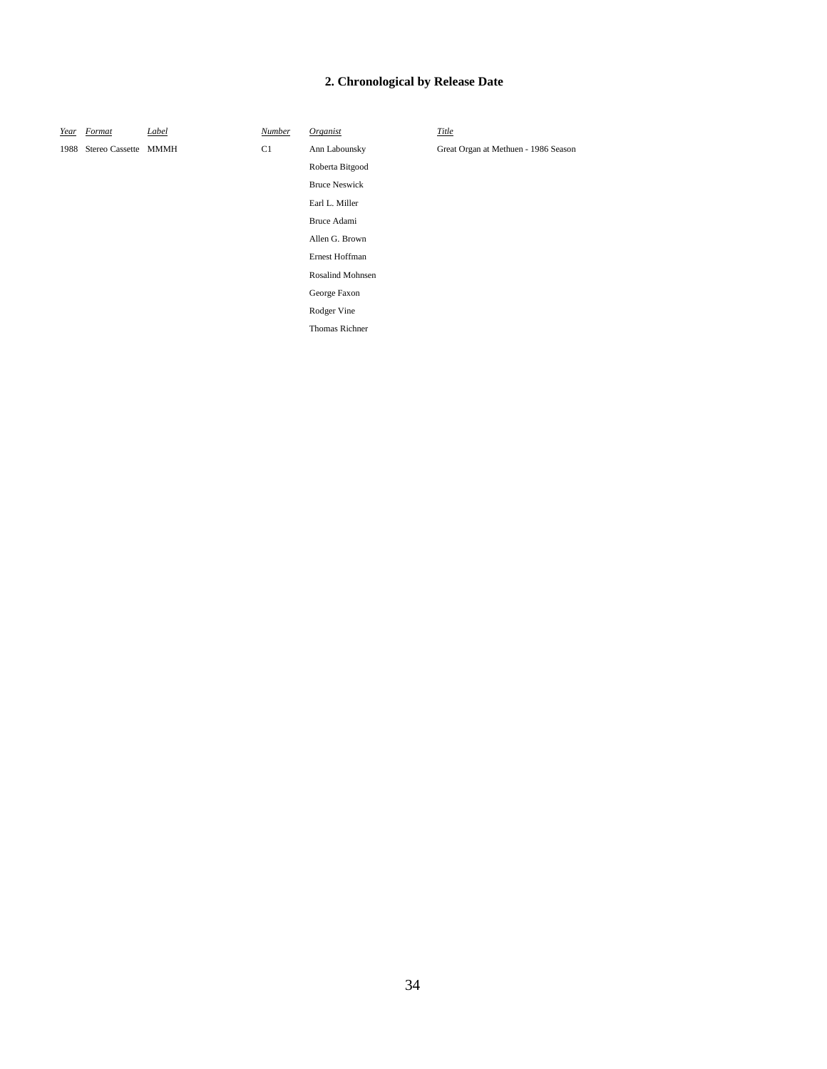## 2. Chronological by Release Date

| *Year* | *Format* | *Label* | *Number* | *Organist* | *Title* |
|---|---|---|---|---|---|
| 1988 | Stereo Cassette | MMMH | C1 | Ann Labounsky | Great Organ at Methuen - 1986 Season |
| | | | | Roberta Bitgood | |
| | | | | Bruce Neswick | |
| | | | | Earl L. Miller | |
| | | | | Bruce Adami | |
| | | | | Allen G. Brown | |
| | | | | Ernest Hoffman | |
| | | | | Rosalind Mohnsen | |
| | | | | George Faxon | |
| | | | | Rodger Vine | |
| | | | | Thomas Richner | |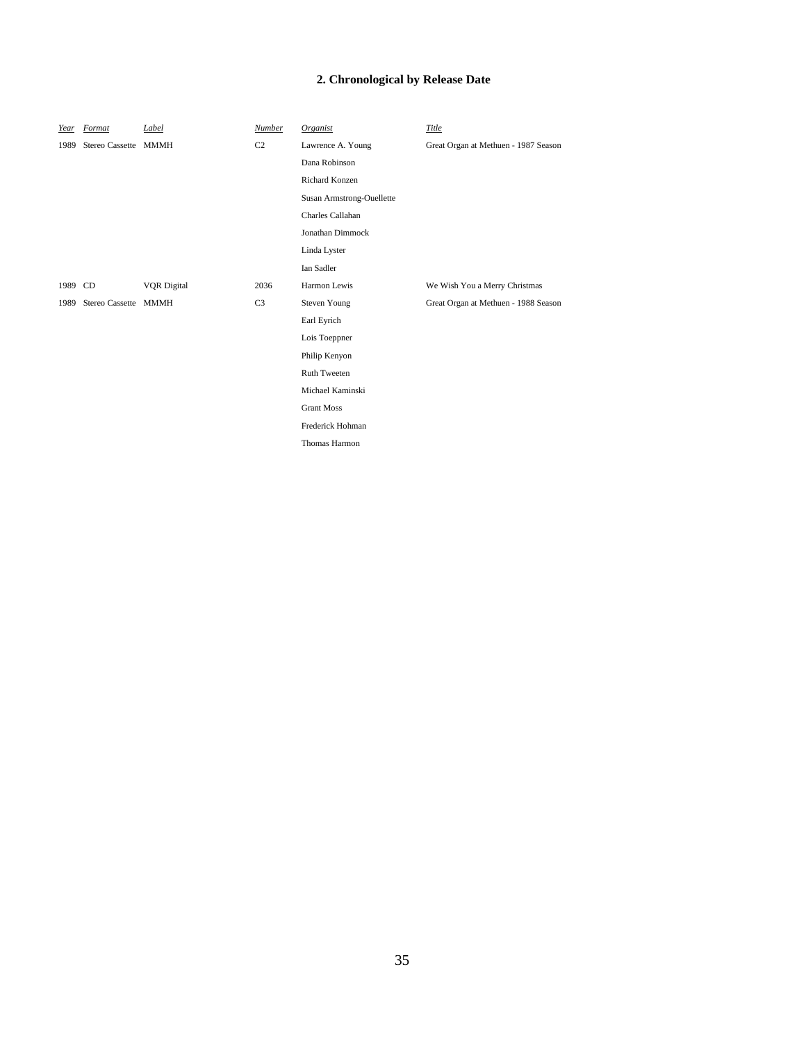## 2. Chronological by Release Date

| *Year* | *Format* | *Label* | *Number* | *Organist* | *Title* |
|---|---|---|---|---|---|
| 1989 | Stereo Cassette | MMMH | C2 | Lawrence A. Young | Great Organ at Methuen - 1987 Season |
| | | | | Dana Robinson | |
| | | | | Richard Konzen | |
| | | | | Susan Armstrong-Ouellette | |
| | | | | Charles Callahan | |
| | | | | Jonathan Dimmock | |
| | | | | Linda Lyster | |
| | | | | Ian Sadler | |
| 1989 | CD | VQR Digital | 2036 | Harmon Lewis | We Wish You a Merry Christmas |
| 1989 | Stereo Cassette | MMMH | C3 | Steven Young | Great Organ at Methuen - 1988 Season |
| | | | | Earl Eyrich | |
| | | | | Lois Toeppner | |
| | | | | Philip Kenyon | |
| | | | | Ruth Tweeten | |
| | | | | Michael Kaminski | |
| | | | | Grant Moss | |
| | | | | Frederick Hohman | |
| | | | | Thomas Harmon | |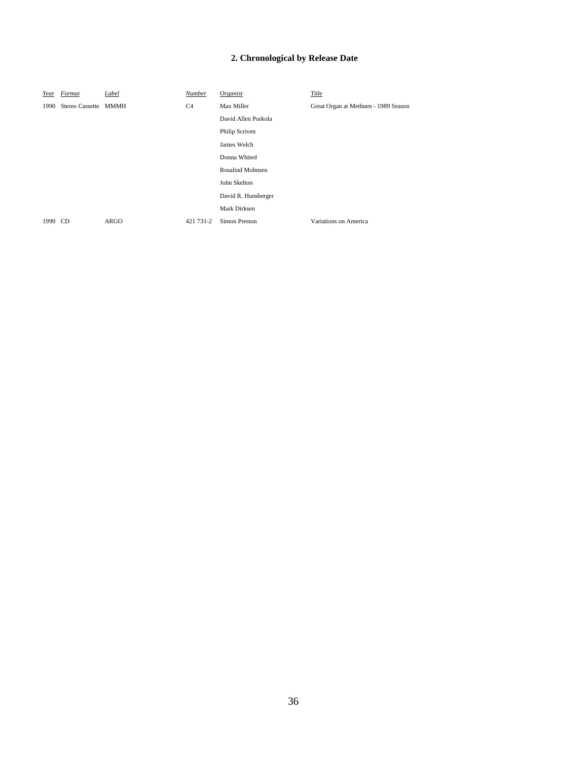## 2. Chronological by Release Date

| *Year* | *Format* | *Label* | *Number* | *Organist* | *Title* |
|---|---|---|---|---|---|
| 1990 | Stereo Cassette | MMMH | C4 | Max Miller | Great Organ at Methuen - 1989 Season |
| | | | | David Allen Porkola | |
| | | | | Philip Scriven | |
| | | | | James Welch | |
| | | | | Donna Whited | |
| | | | | Rosalind Mohnsen | |
| | | | | John Skelton | |
| | | | | David R. Hunsberger | |
| | | | | Mark Dirksen | |
| 1990 | CD | ARGO | 421 731-2 | Simon Preston | Variations on America |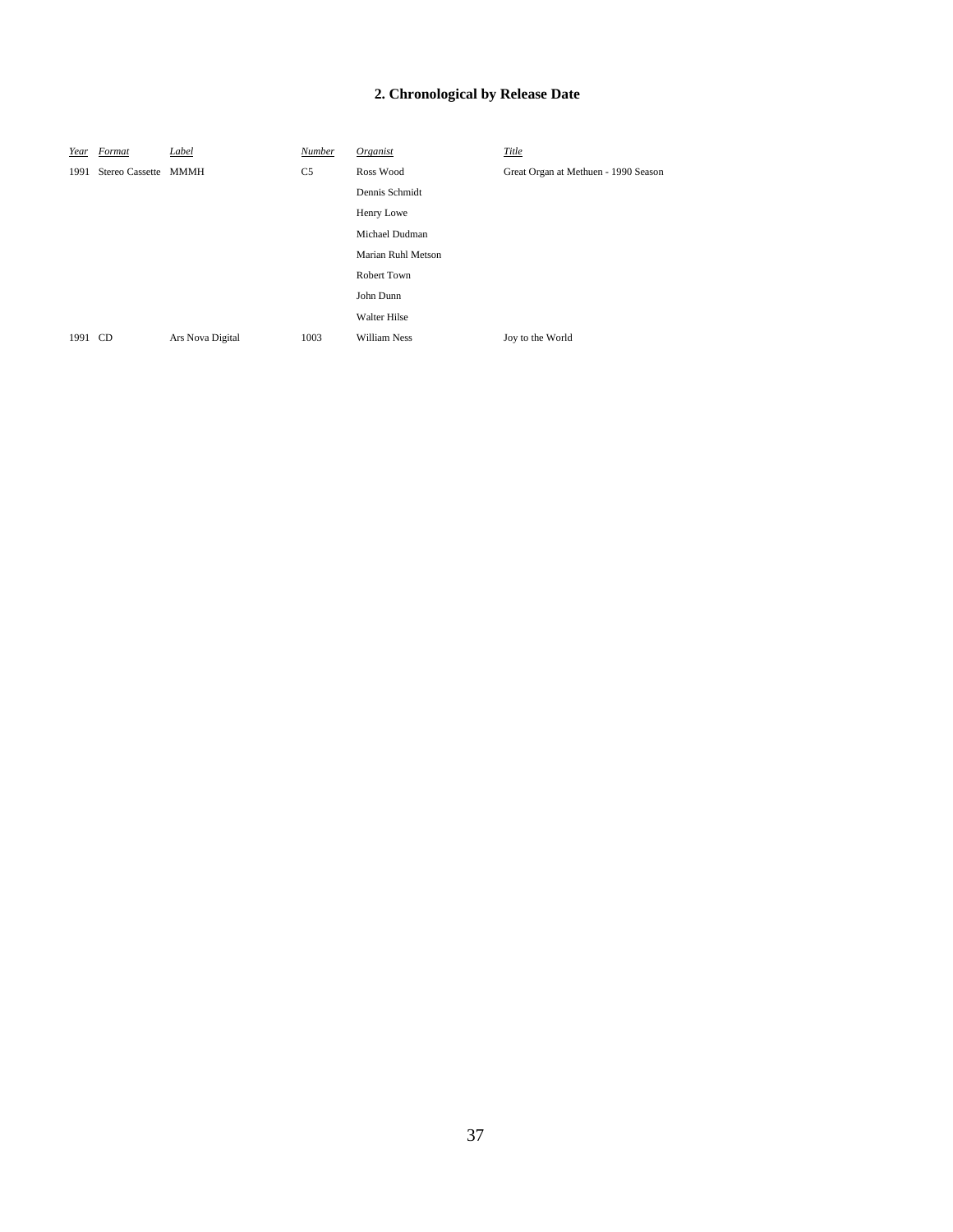## 2. Chronological by Release Date

| *Year* | *Format* | *Label* | *Number* | *Organist* | *Title* |
|---|---|---|---|---|---|
| 1991 | Stereo Cassette | MMMH | C5 | Ross Wood | Great Organ at Methuen - 1990 Season |
| | | | | Dennis Schmidt | |
| | | | | Henry Lowe | |
| | | | | Michael Dudman | |
| | | | | Marian Ruhl Metson | |
| | | | | Robert Town | |
| | | | | John Dunn | |
| | | | | Walter Hilse | |
| 1991 | CD | Ars Nova Digital | 1003 | William Ness | Joy to the World |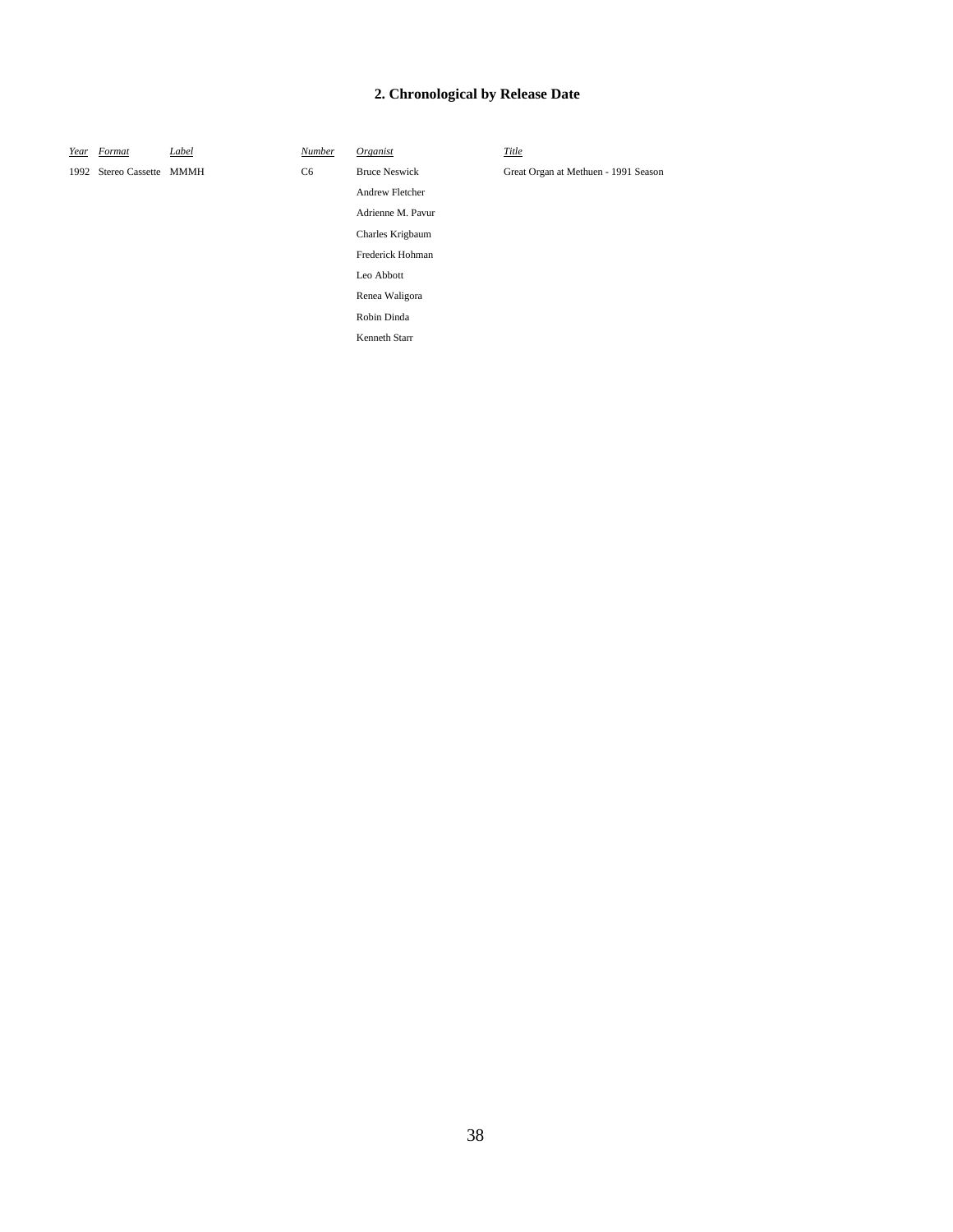## 2. Chronological by Release Date

| *Year* | *Format* | *Label* | *Number* | *Organist* | *Title* |
|---|---|---|---|---|---|
| 1992 | Stereo Cassette | MMMH | C6 | Bruce Neswick | Great Organ at Methuen - 1991 Season |
| | | | | Andrew Fletcher | |
| | | | | Adrienne M. Pavur | |
| | | | | Charles Krigbaum | |
| | | | | Frederick Hohman | |
| | | | | Leo Abbott | |
| | | | | Renea Waligora | |
| | | | | Robin Dinda | |
| | | | | Kenneth Starr | |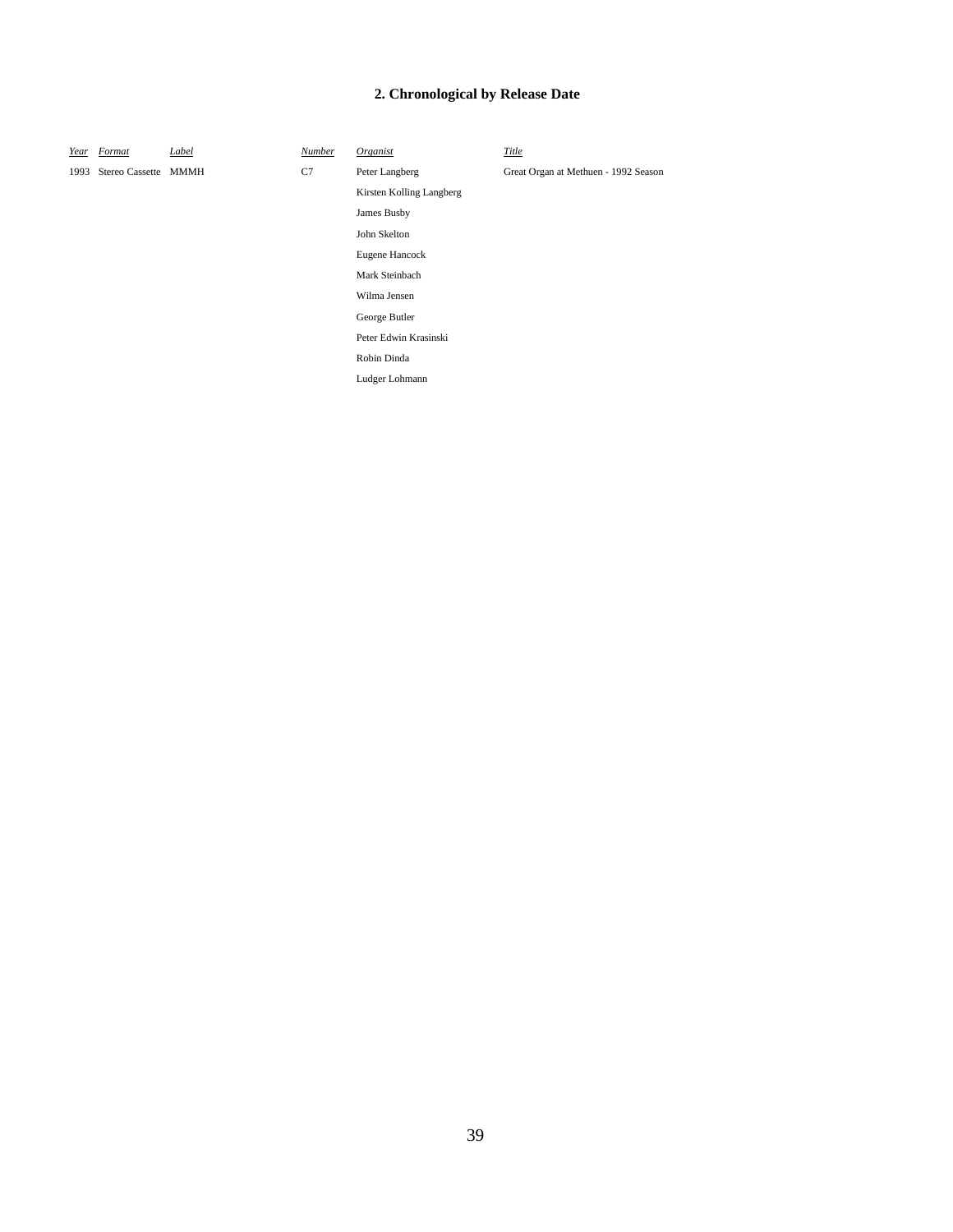## 2. Chronological by Release Date

| *Year* | *Format* | *Label* | *Number* | *Organist* | *Title* |
|---|---|---|---|---|---|
| 1993 | Stereo Cassette | MMMH | C7 | Peter Langberg | Great Organ at Methuen - 1992 Season |
| | | | | Kirsten Kolling Langberg | |
| | | | | James Busby | |
| | | | | John Skelton | |
| | | | | Eugene Hancock | |
| | | | | Mark Steinbach | |
| | | | | Wilma Jensen | |
| | | | | George Butler | |
| | | | | Peter Edwin Krasinski | |
| | | | | Robin Dinda | |
| | | | | Ludger Lohmann | |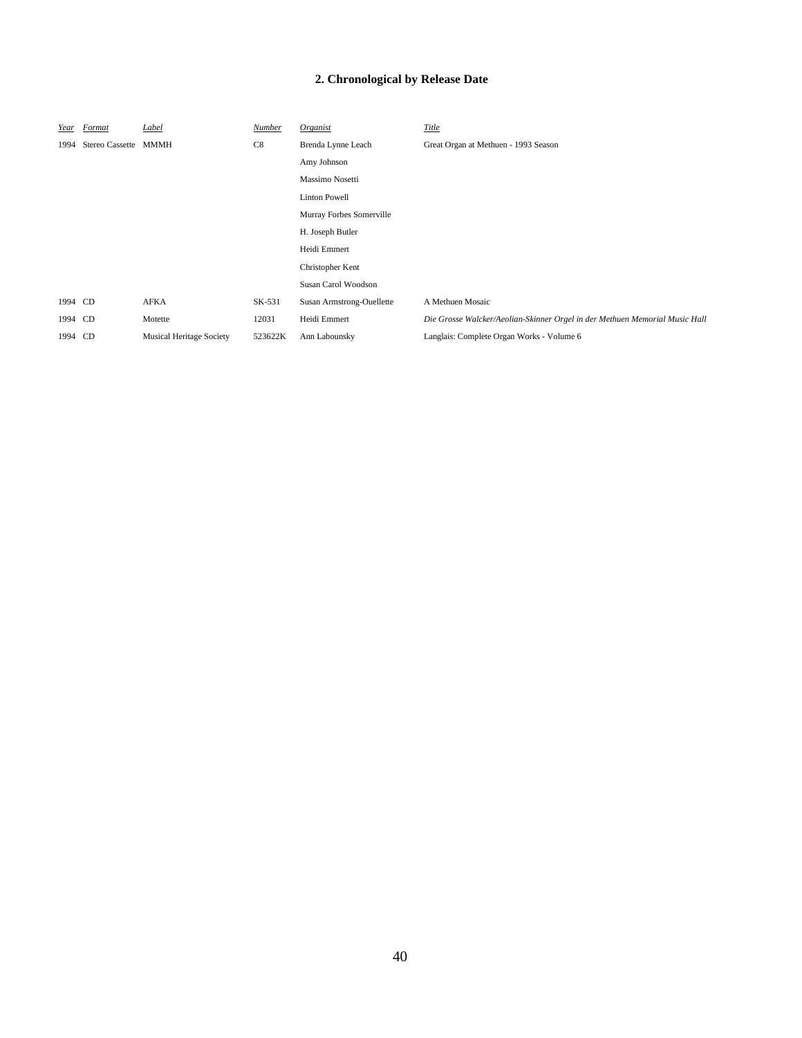## 2. Chronological by Release Date

| Year | Format | Label | Number | Organist | Title |
|---|---|---|---|---|---|
| 1994 | Stereo Cassette | MMMH | C8 | Brenda Lynne Leach | Great Organ at Methuen - 1993 Season |
| | | | | Amy Johnson | |
| | | | | Massimo Nosetti | |
| | | | | Linton Powell | |
| | | | | Murray Forbes Somerville | |
| | | | | H. Joseph Butler | |
| | | | | Heidi Emmert | |
| | | | | Christopher Kent | |
| | | | | Susan Carol Woodson | |
| 1994 | CD | AFKA | SK-531 | Susan Armstrong-Ouellette | A Methuen Mosaic |
| 1994 | CD | Motette | 12031 | Heidi Emmert | *Die Grosse Walcker/Aeolian-Skinner Orgel in der Methuen Memorial Music Hall* |
| 1994 | CD | Musical Heritage Society | 523622K | Ann Labounsky | Langlais: Complete Organ Works - Volume 6 |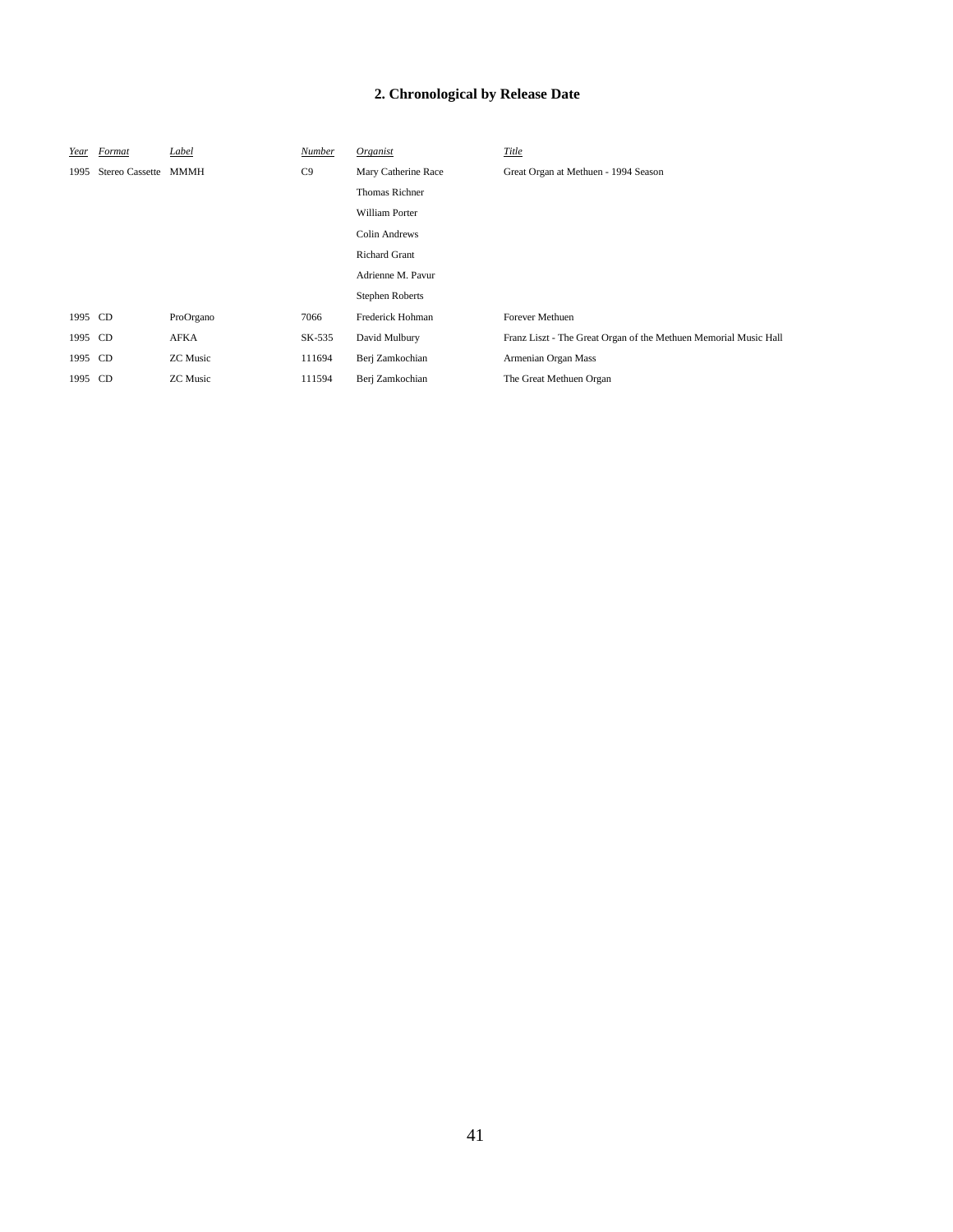## 2. Chronological by Release Date

| *Year* | *Format* | *Label* | *Number* | *Organist* | *Title* |
|---|---|---|---|---|---|
| 1995 | Stereo Cassette | MMMH | C9 | Mary Catherine Race | Great Organ at Methuen - 1994 Season |
| | | | | Thomas Richner | |
| | | | | William Porter | |
| | | | | Colin Andrews | |
| | | | | Richard Grant | |
| | | | | Adrienne M. Pavur | |
| | | | | Stephen Roberts | |
| 1995 | CD | ProOrgano | 7066 | Frederick Hohman | Forever Methuen |
| 1995 | CD | AFKA | SK-535 | David Mulbury | Franz Liszt - The Great Organ of the Methuen Memorial Music Hall |
| 1995 | CD | ZC Music | 111694 | Berj Zamkochian | Armenian Organ Mass |
| 1995 | CD | ZC Music | 111594 | Berj Zamkochian | The Great Methuen Organ |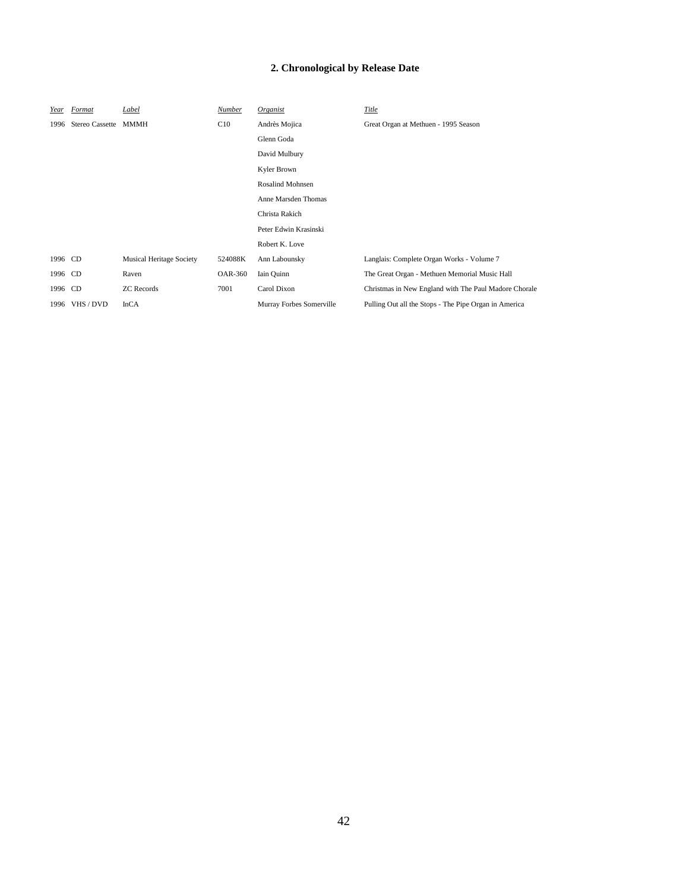## 2. Chronological by Release Date

| *Year* | *Format* | *Label* | *Number* | *Organist* | *Title* |
|---|---|---|---|---|---|
| 1996 | Stereo Cassette | MMMH | C10 | Andrès Mojica | Great Organ at Methuen - 1995 Season |
| | | | | Glenn Goda | |
| | | | | David Mulbury | |
| | | | | Kyler Brown | |
| | | | | Rosalind Mohnsen | |
| | | | | Anne Marsden Thomas | |
| | | | | Christa Rakich | |
| | | | | Peter Edwin Krasinski | |
| | | | | Robert K. Love | |
| 1996 | CD | Musical Heritage Society | 524088K | Ann Labounsky | Langlais: Complete Organ Works - Volume 7 |
| 1996 | CD | Raven | OAR-360 | Iain Quinn | The Great Organ - Methuen Memorial Music Hall |
| 1996 | CD | ZC Records | 7001 | Carol Dixon | Christmas in New England with The Paul Madore Chorale |
| 1996 | VHS / DVD | InCA | | Murray Forbes Somerville | Pulling Out all the Stops - The Pipe Organ in America |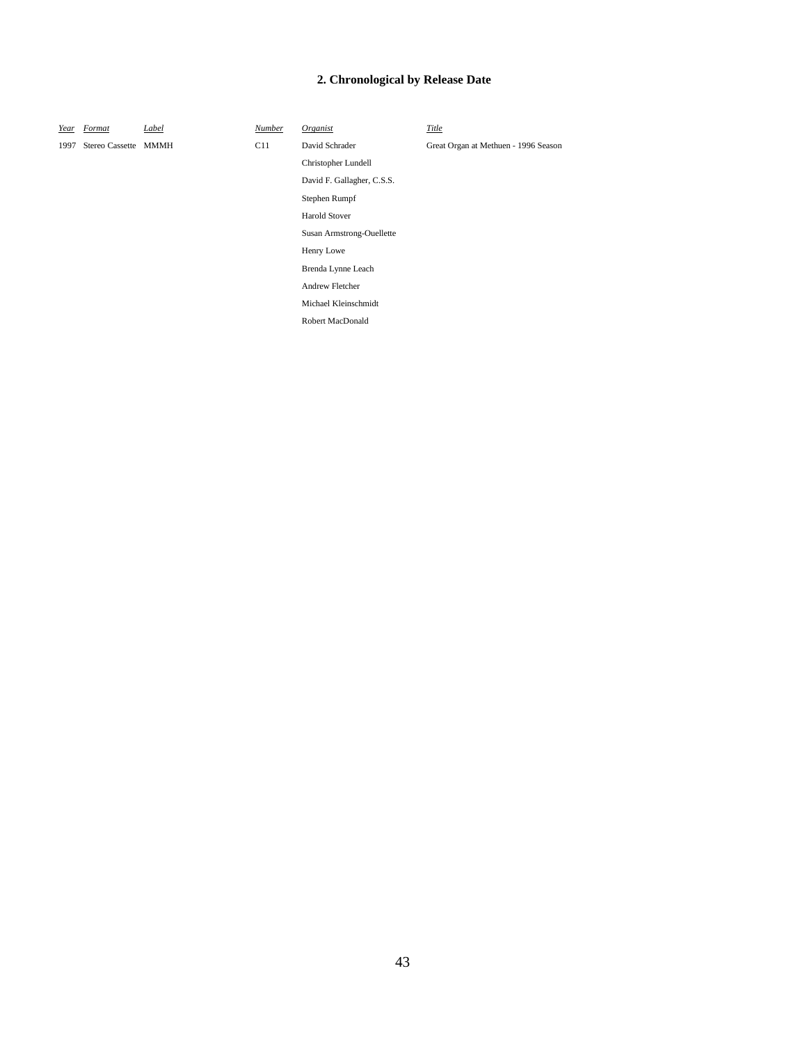## 2. Chronological by Release Date

| *Year* | *Format* | *Label* | *Number* | *Organist* | *Title* |
|---|---|---|---|---|---|
| 1997 | Stereo Cassette | MMMH | C11 | David Schrader | Great Organ at Methuen - 1996 Season |
| | | | | Christopher Lundell | |
| | | | | David F. Gallagher, C.S.S. | |
| | | | | Stephen Rumpf | |
| | | | | Harold Stover | |
| | | | | Susan Armstrong-Ouellette | |
| | | | | Henry Lowe | |
| | | | | Brenda Lynne Leach | |
| | | | | Andrew Fletcher | |
| | | | | Michael Kleinschmidt | |
| | | | | Robert MacDonald | |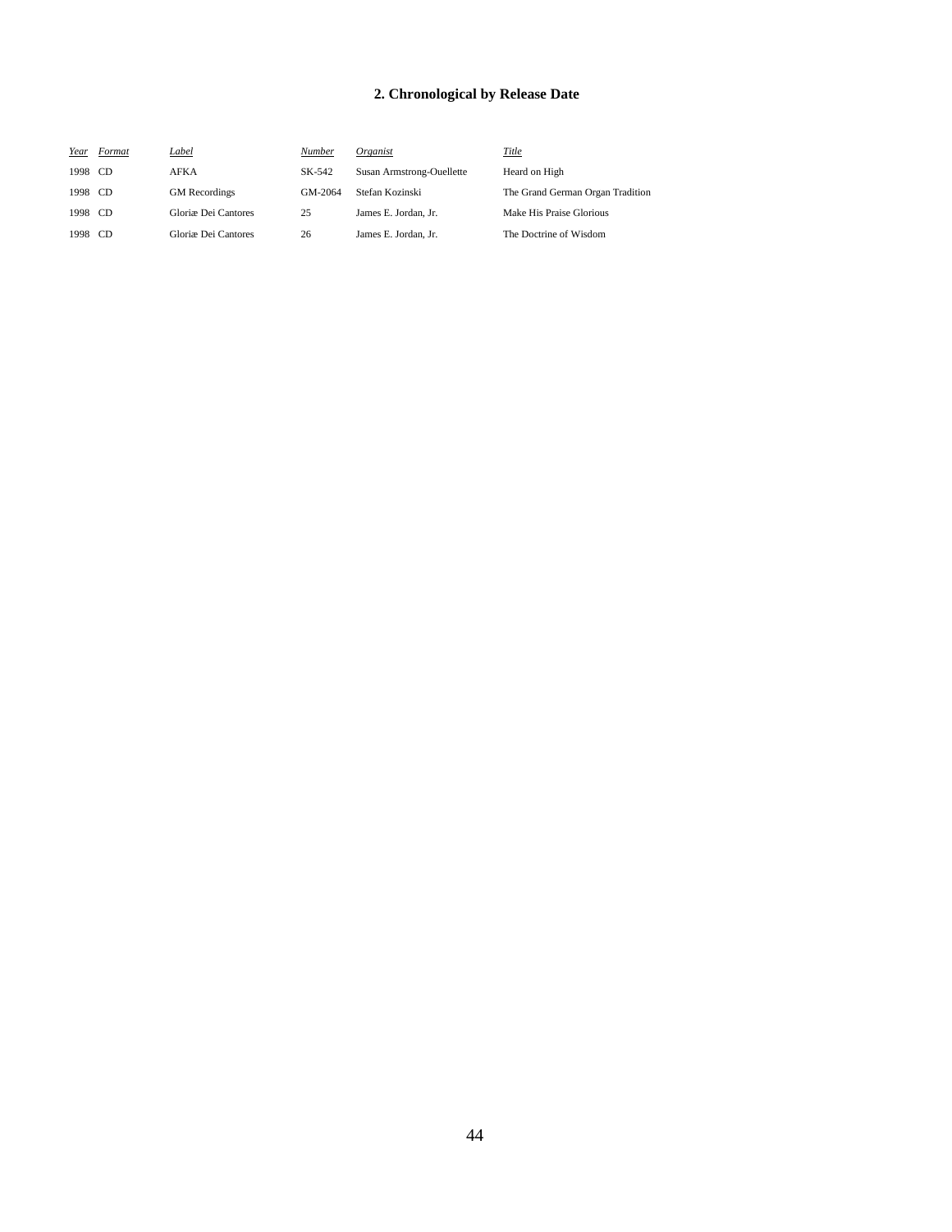## 2. Chronological by Release Date

| *Year* | *Format* | *Label* | *Number* | *Organist* | *Title* |
|---|---|---|---|---|---|
| 1998 | CD | AFKA | SK-542 | Susan Armstrong-Ouellette | Heard on High |
| 1998 | CD | GM Recordings | GM-2064 | Stefan Kozinski | The Grand German Organ Tradition |
| 1998 | CD | Gloriæ Dei Cantores | 25 | James E. Jordan, Jr. | Make His Praise Glorious |
| 1998 | CD | Gloriæ Dei Cantores | 26 | James E. Jordan, Jr. | The Doctrine of Wisdom |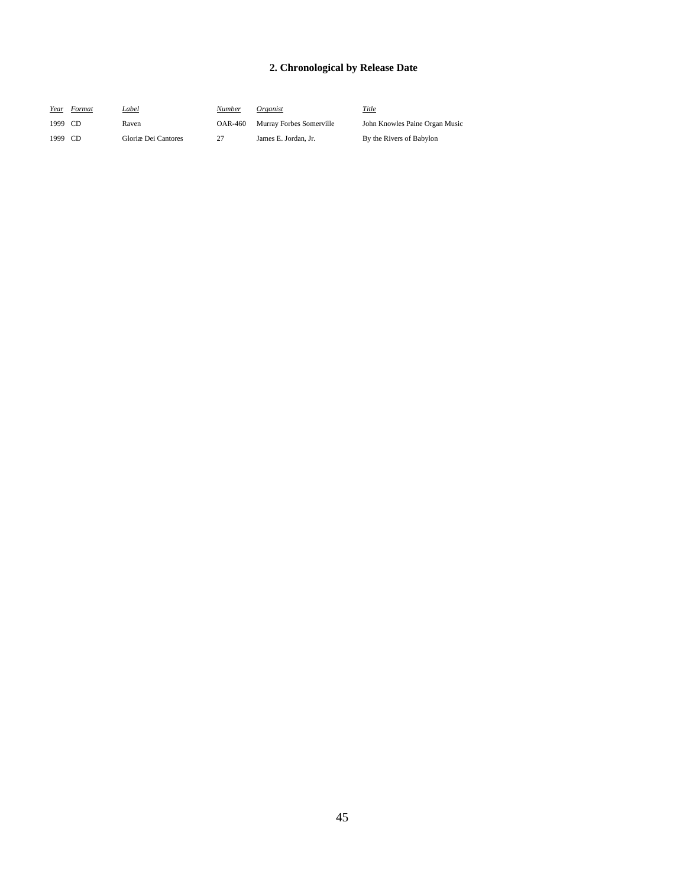## 2. Chronological by Release Date

| *Year* | *Format* | *Label* | *Number* | *Organist* | *Title* |
|---|---|---|---|---|---|
| 1999 | CD | Raven | OAR-460 | Murray Forbes Somerville | John Knowles Paine Organ Music |
| 1999 | CD | Gloriæ Dei Cantores | 27 | James E. Jordan, Jr. | By the Rivers of Babylon |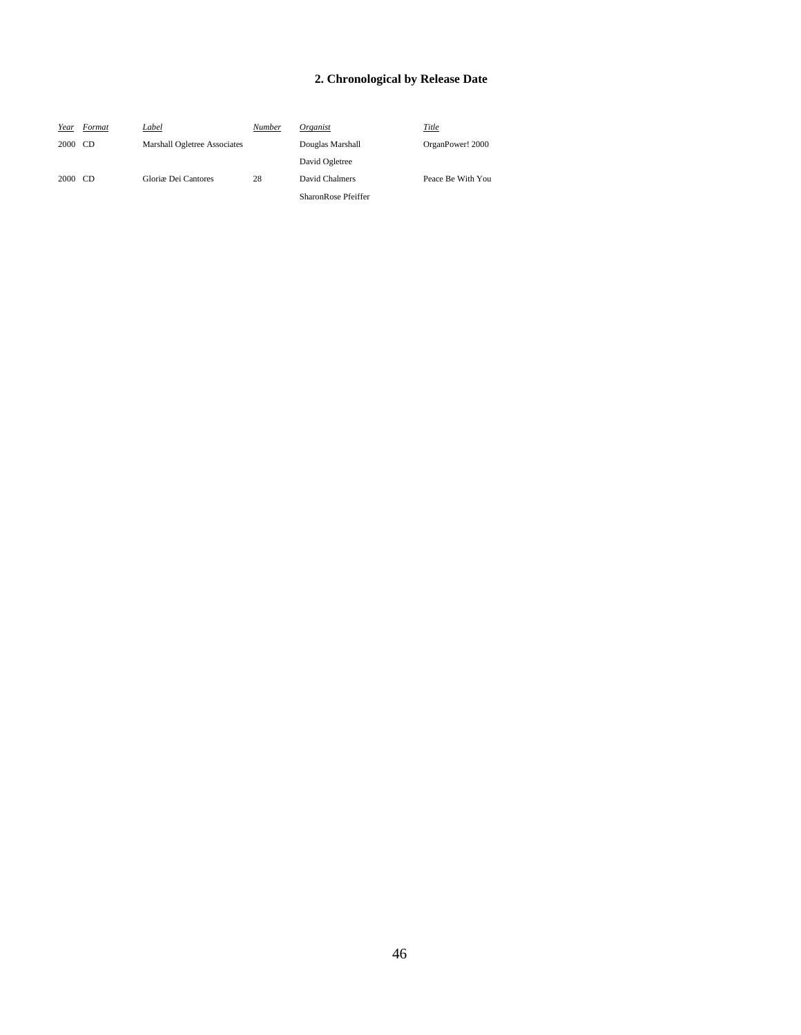## 2. Chronological by Release Date

| *Year* | *Format* | *Label* | *Number* | *Organist* | *Title* |
|---|---|---|---|---|---|
| 2000 | CD | Marshall Ogletree Associates | | Douglas Marshall | OrganPower! 2000 |
| | | | | David Ogletree | |
| 2000 | CD | Gloriæ Dei Cantores | 28 | David Chalmers | Peace Be With You |
| | | | | SharonRose Pfeiffer | |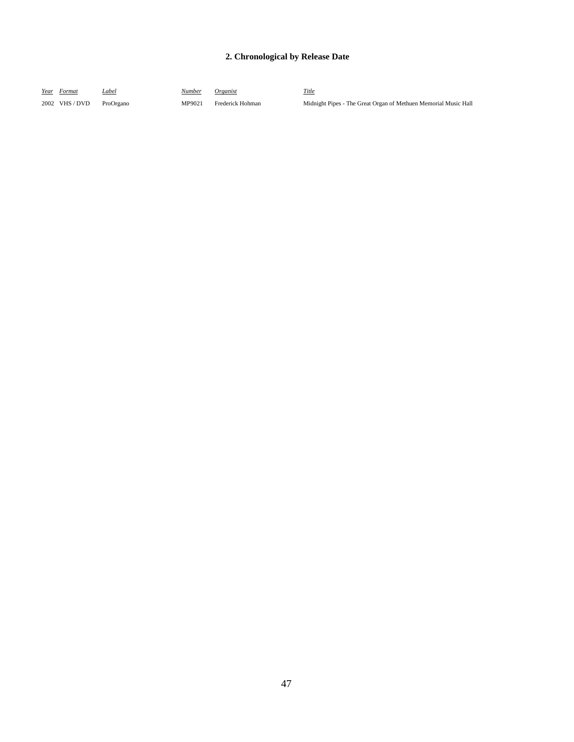## 2. Chronological by Release Date

| *Year* | *Format* | *Label* | *Number* | *Organist* | *Title* |
|---|---|---|---|---|---|
| 2002 | VHS / DVD | ProOrgano | MP9021 | Frederick Hohman | Midnight Pipes - The Great Organ of Methuen Memorial Music Hall |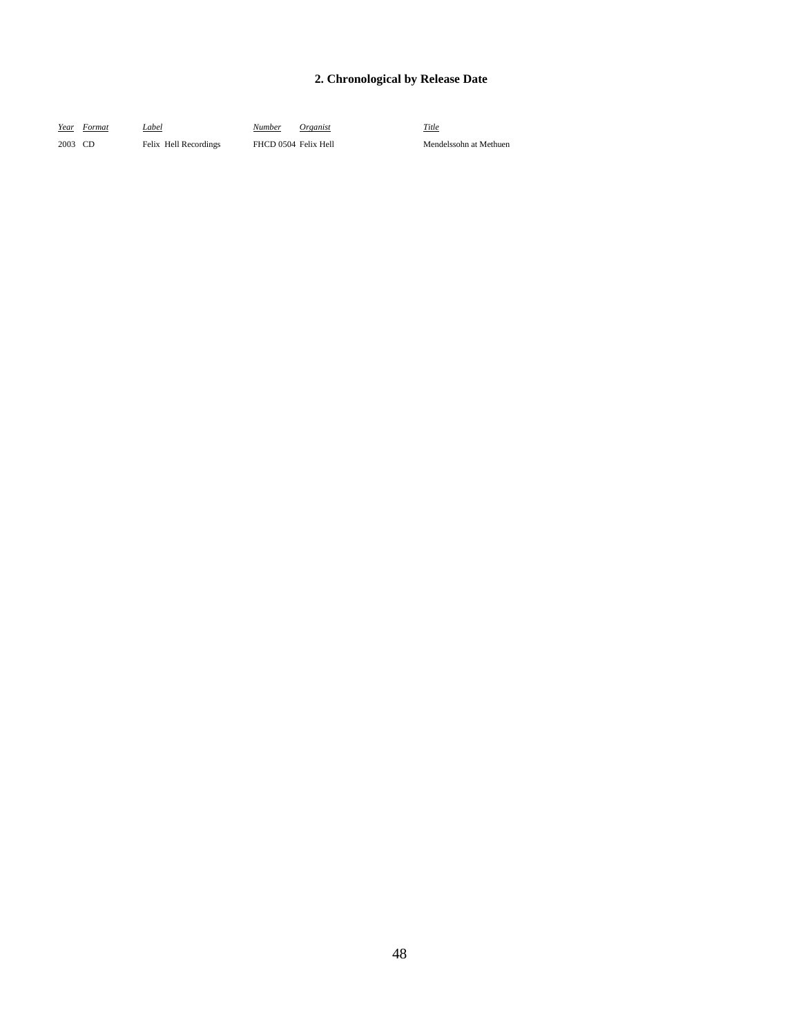## 2. Chronological by Release Date

| *Year* | *Format* | *Label* | *Number* | *Organist* | *Title* |
|---|---|---|---|---|---|
| 2003 | CD | Felix Hell Recordings | FHCD 0504 | Felix Hell | Mendelssohn at Methuen |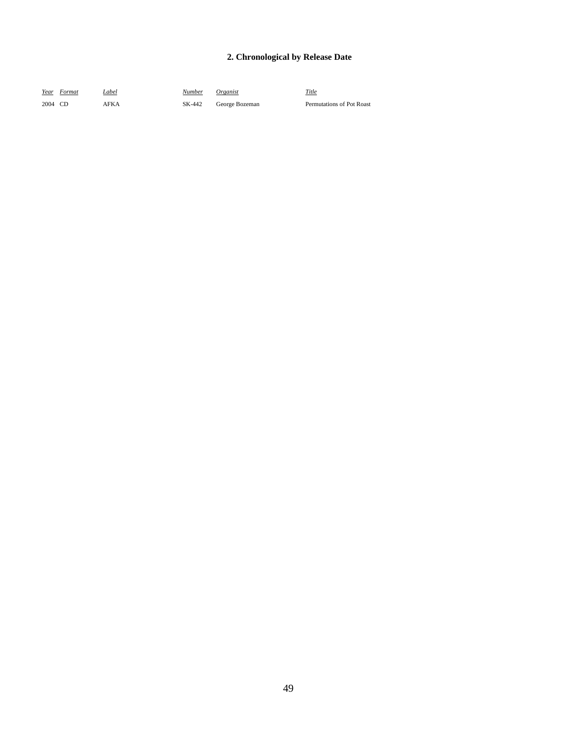## 2. Chronological by Release Date

| *Year* | *Format* | *Label* | *Number* | *Organist* | *Title* |
|---|---|---|---|---|---|
| 2004 | CD | AFKA | SK-442 | George Bozeman | Permutations of Pot Roast |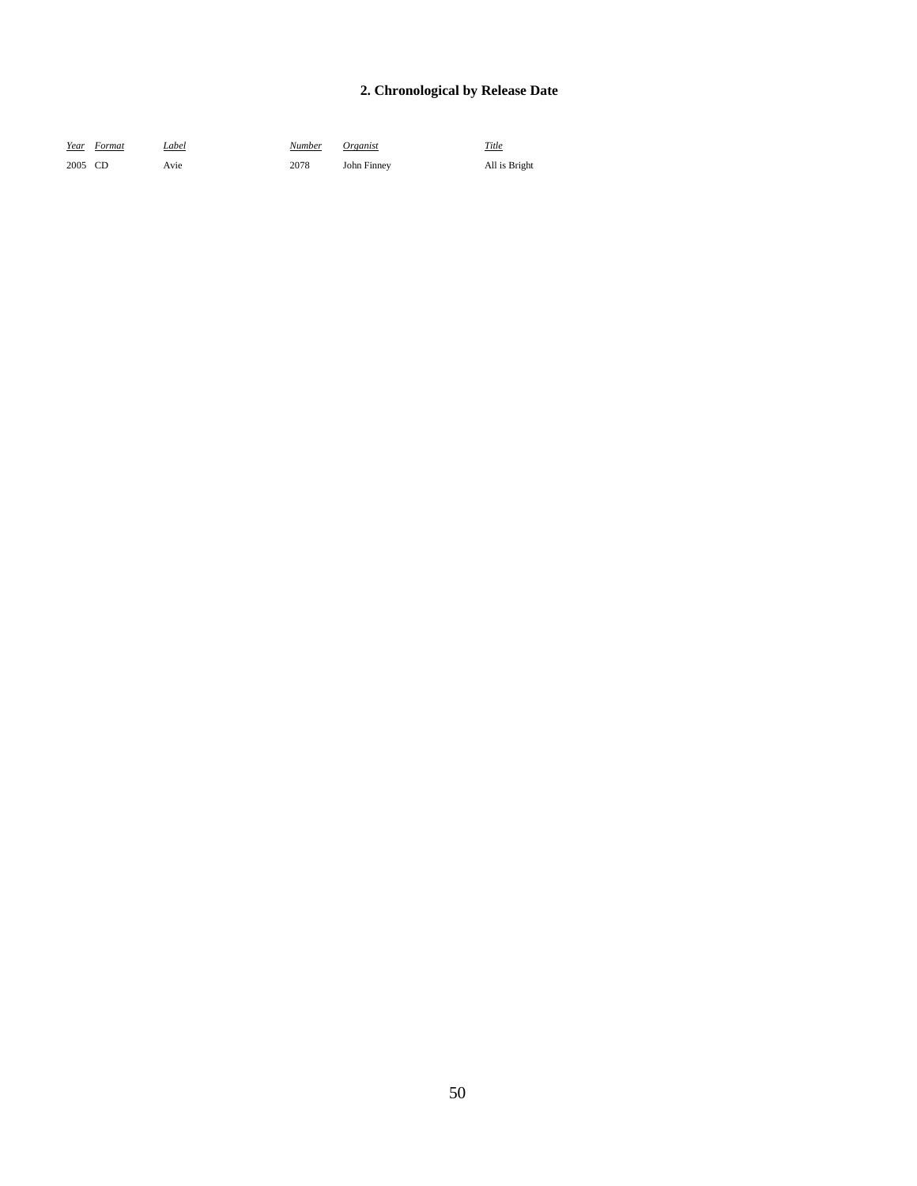## 2. Chronological by Release Date

| *Year* | *Format* | *Label* | *Number* | *Organist* | *Title* |
|---|---|---|---|---|---|
| 2005 | CD | Avie | 2078 | John Finney | All is Bright |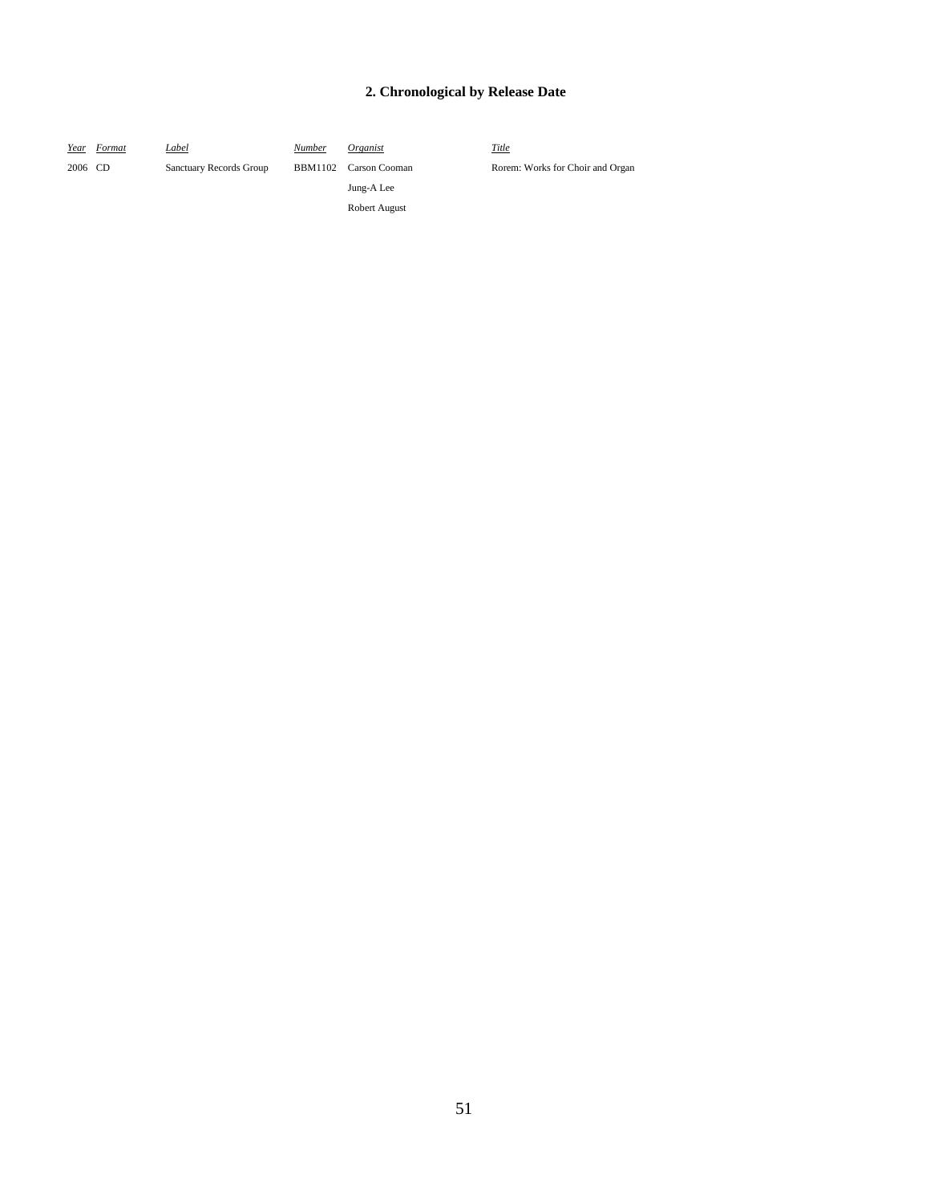## 2. Chronological by Release Date

| *Year* | *Format* | *Label* | *Number* | *Organist* | *Title* |
|---|---|---|---|---|---|
| 2006 | CD | Sanctuary Records Group | BBM1102 | Carson Cooman | Rorem: Works for Choir and Organ |
| | | | | Jung-A Lee | |
| | | | | Robert August | |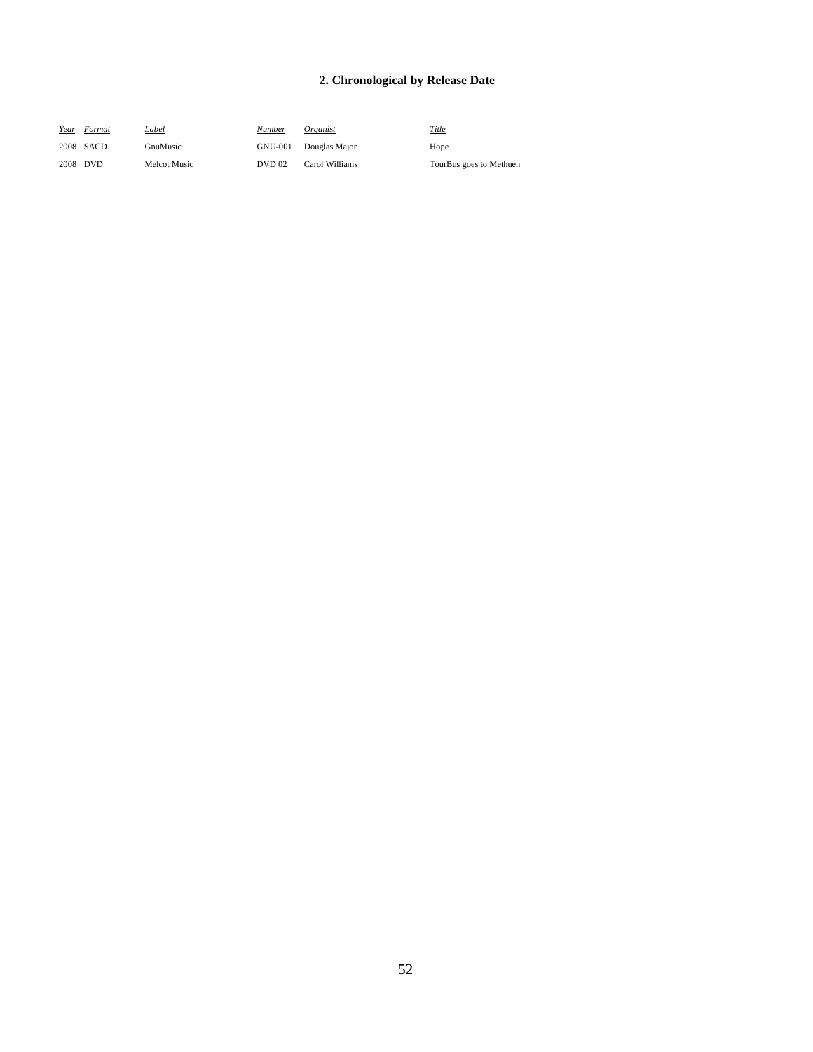## 2. Chronological by Release Date

| *Year* | *Format* | *Label* | *Number* | *Organist* | *Title* |
|---|---|---|---|---|---|
| 2008 | SACD | GnuMusic | GNU-001 | Douglas Major | Hope |
| 2008 | DVD | Melcot Music | DVD 02 | Carol Williams | TourBus goes to Methuen |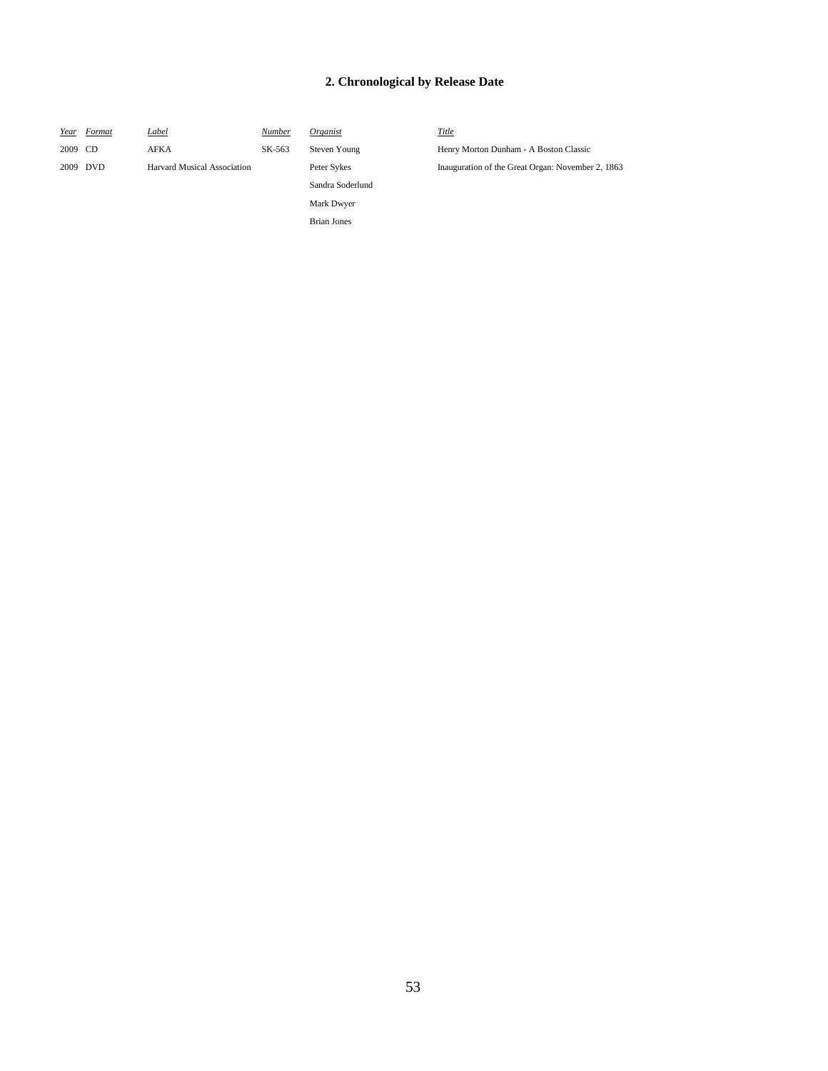## 2. Chronological by Release Date

| *Year* | *Format* | *Label* | *Number* | *Organist* | *Title* |
|---|---|---|---|---|---|
| 2009 | CD | AFKA | SK-563 | Steven Young | Henry Morton Dunham - A Boston Classic |
| 2009 | DVD | Harvard Musical Association | | Peter Sykes | Inauguration of the Great Organ: November 2, 1863 |
| | | | | Sandra Soderlund | |
| | | | | Mark Dwyer | |
| | | | | Brian Jones | |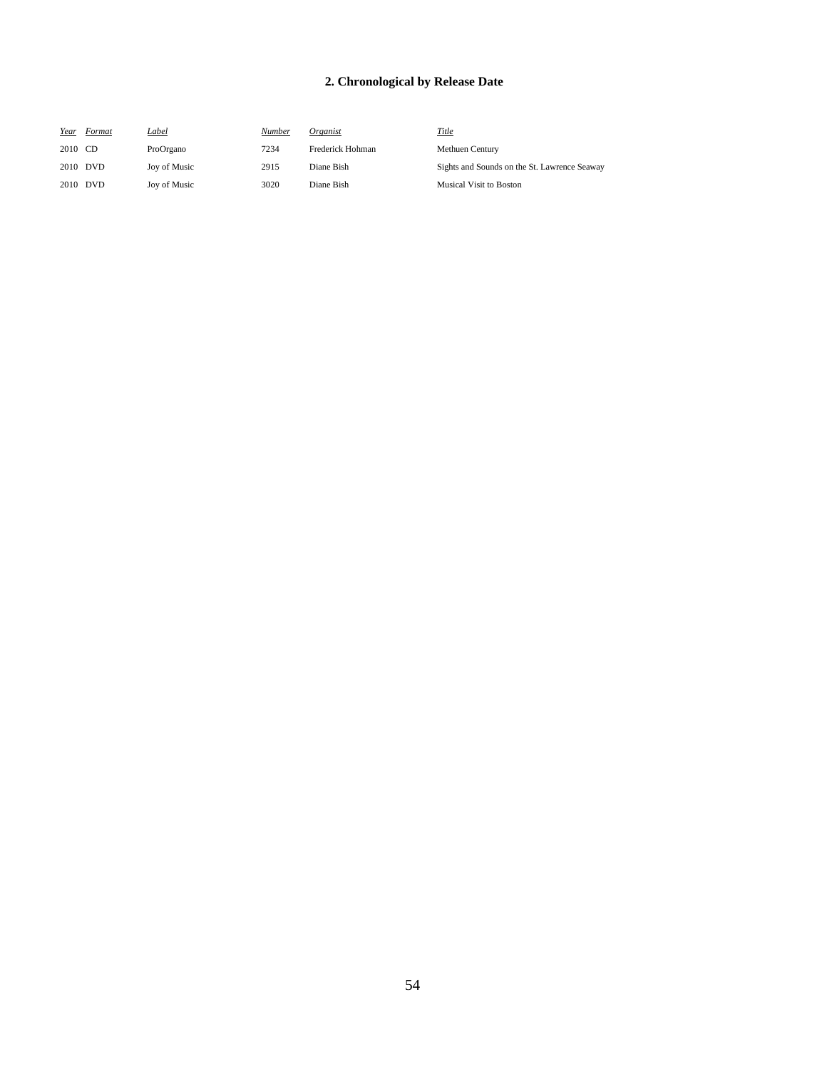## 2. Chronological by Release Date

| *Year* | *Format* | *Label* | *Number* | *Organist* | *Title* |
|---|---|---|---|---|---|
| 2010 | CD | ProOrgano | 7234 | Frederick Hohman | Methuen Century |
| 2010 | DVD | Joy of Music | 2915 | Diane Bish | Sights and Sounds on the St. Lawrence Seaway |
| 2010 | DVD | Joy of Music | 3020 | Diane Bish | Musical Visit to Boston |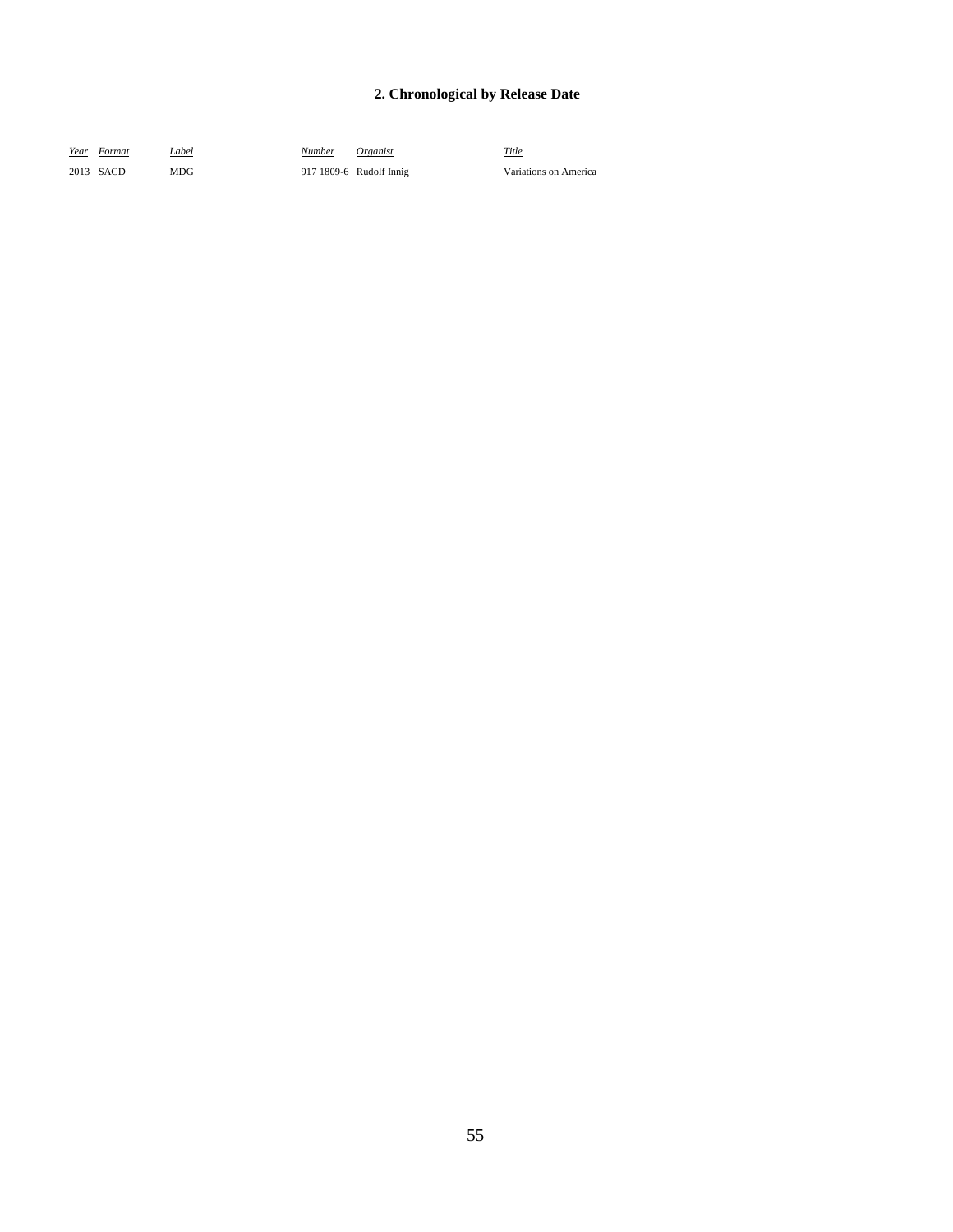## 2. Chronological by Release Date

| *Year* | *Format* | *Label* | *Number* | *Organist* | *Title* |
|---|---|---|---|---|---|
| 2013 | SACD | MDG | 917 1809-6 | Rudolf Innig | Variations on America |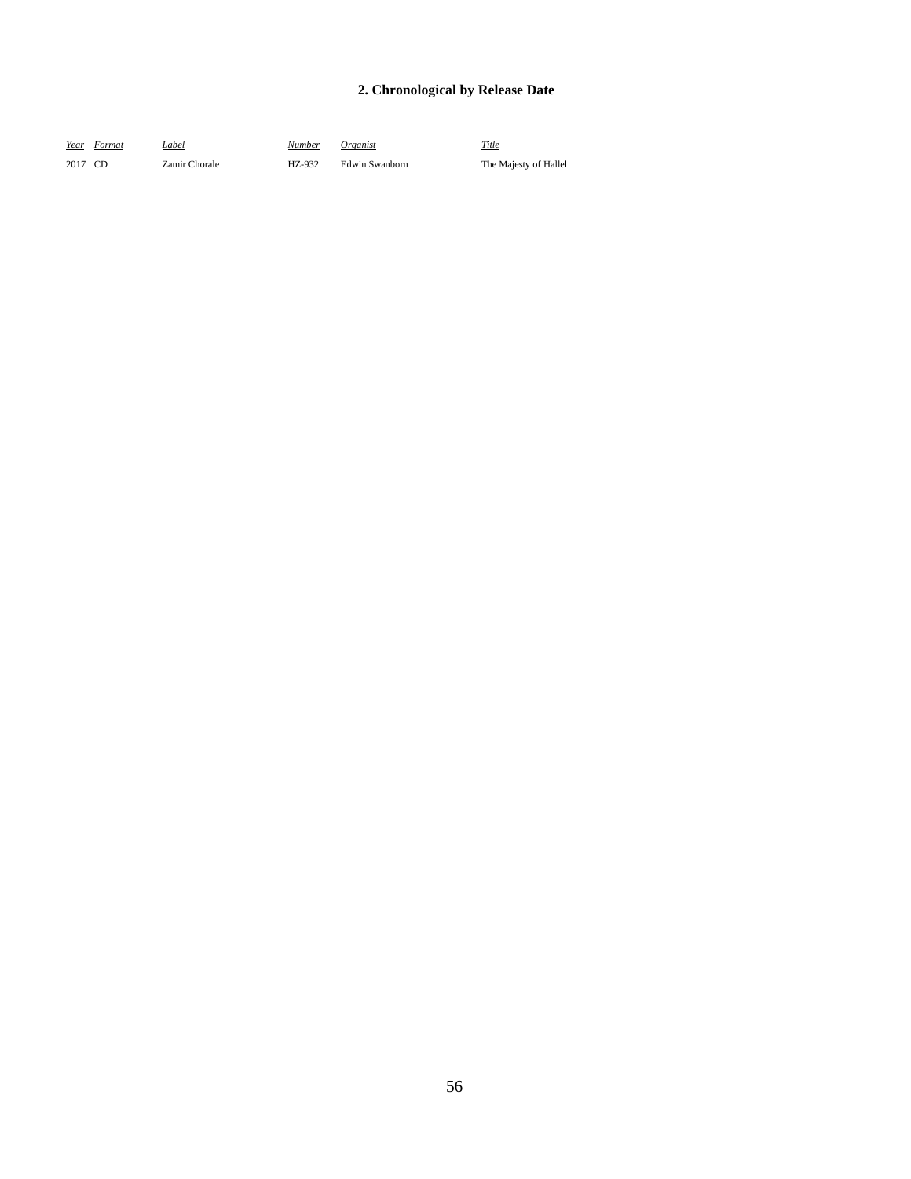## 2. Chronological by Release Date

| *Year* | *Format* | *Label* | *Number* | *Organist* | *Title* |
|---|---|---|---|---|---|
| 2017 | CD | Zamir Chorale | HZ-932 | Edwin Swanborn | The Majesty of Hallel |